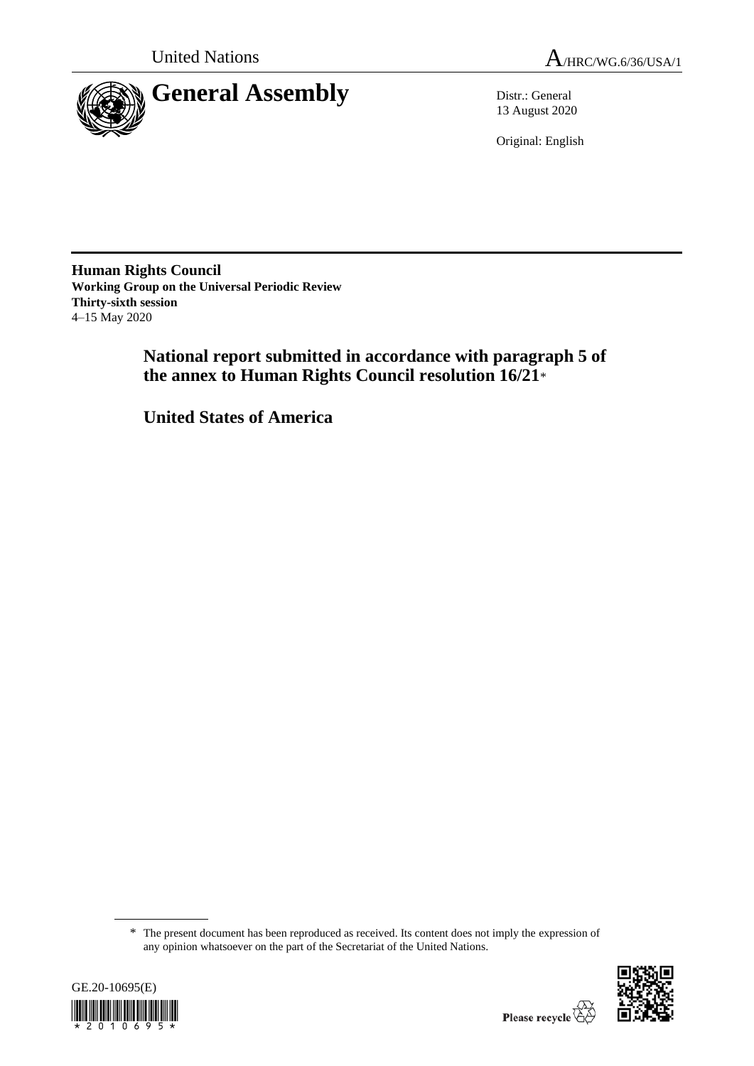United Nations

A/HRC/WG.6/36/USA/1

# General Assembly

Distr.: General
13 August 2020

Original: English

**Human Rights Council**
**Working Group on the Universal Periodic Review**
**Thirty-sixth session**
4–15 May 2020

## National report submitted in accordance with paragraph 5 of the annex to Human Rights Council resolution 16/21*

## United States of America

\* The present document has been reproduced as received. Its content does not imply the expression of any opinion whatsoever on the part of the Secretariat of the United Nations.

GE.20-10695(E)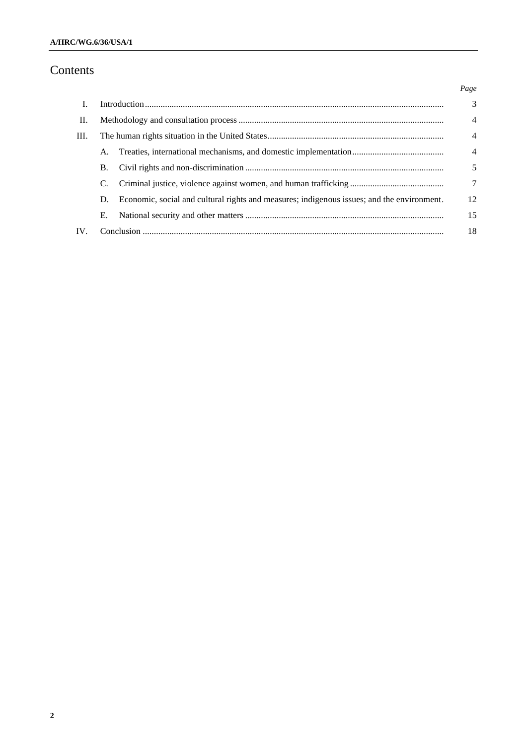# Contents

| | | | Page |
|---|---|---|---|
| I. | Introduction | | 3 |
| II. | Methodology and consultation process | | 4 |
| III. | The human rights situation in the United States | | 4 |
| | A. | Treaties, international mechanisms, and domestic implementation | 4 |
| | B. | Civil rights and non-discrimination | 5 |
| | C. | Criminal justice, violence against women, and human trafficking | 7 |
| | D. | Economic, social and cultural rights and measures; indigenous issues; and the environment. | 12 |
| | E. | National security and other matters | 15 |
| IV. | Conclusion | | 18 |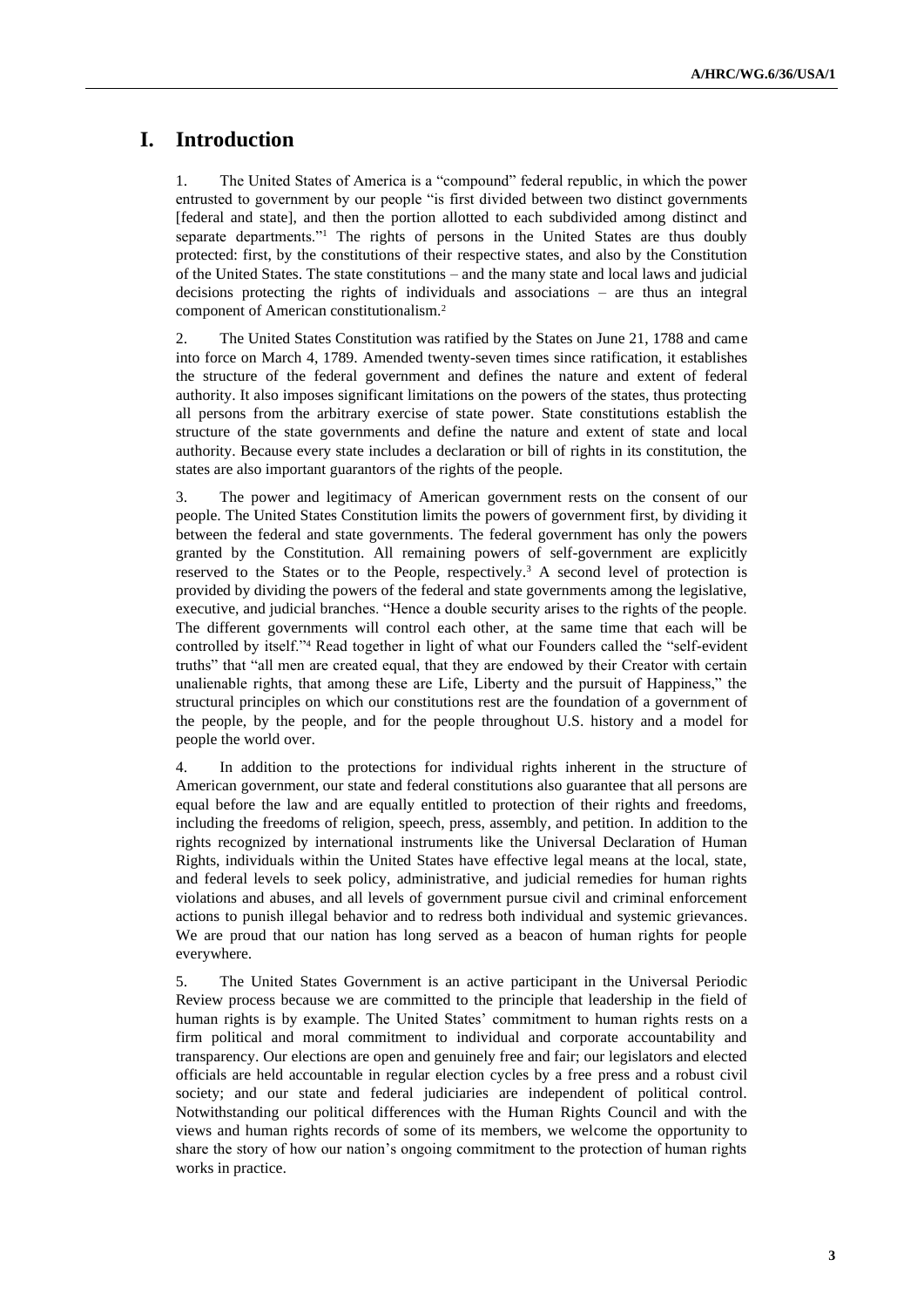# I. Introduction

1. The United States of America is a "compound" federal republic, in which the power entrusted to government by our people "is first divided between two distinct governments [federal and state], and then the portion allotted to each subdivided among distinct and separate departments."[1] The rights of persons in the United States are thus doubly protected: first, by the constitutions of their respective states, and also by the Constitution of the United States. The state constitutions – and the many state and local laws and judicial decisions protecting the rights of individuals and associations – are thus an integral component of American constitutionalism.[2]

2. The United States Constitution was ratified by the States on June 21, 1788 and came into force on March 4, 1789. Amended twenty-seven times since ratification, it establishes the structure of the federal government and defines the nature and extent of federal authority. It also imposes significant limitations on the powers of the states, thus protecting all persons from the arbitrary exercise of state power. State constitutions establish the structure of the state governments and define the nature and extent of state and local authority. Because every state includes a declaration or bill of rights in its constitution, the states are also important guarantors of the rights of the people.

3. The power and legitimacy of American government rests on the consent of our people. The United States Constitution limits the powers of government first, by dividing it between the federal and state governments. The federal government has only the powers granted by the Constitution. All remaining powers of self-government are explicitly reserved to the States or to the People, respectively.[3] A second level of protection is provided by dividing the powers of the federal and state governments among the legislative, executive, and judicial branches. "Hence a double security arises to the rights of the people. The different governments will control each other, at the same time that each will be controlled by itself."[4] Read together in light of what our Founders called the "self-evident truths" that "all men are created equal, that they are endowed by their Creator with certain unalienable rights, that among these are Life, Liberty and the pursuit of Happiness," the structural principles on which our constitutions rest are the foundation of a government of the people, by the people, and for the people throughout U.S. history and a model for people the world over.

4. In addition to the protections for individual rights inherent in the structure of American government, our state and federal constitutions also guarantee that all persons are equal before the law and are equally entitled to protection of their rights and freedoms, including the freedoms of religion, speech, press, assembly, and petition. In addition to the rights recognized by international instruments like the Universal Declaration of Human Rights, individuals within the United States have effective legal means at the local, state, and federal levels to seek policy, administrative, and judicial remedies for human rights violations and abuses, and all levels of government pursue civil and criminal enforcement actions to punish illegal behavior and to redress both individual and systemic grievances. We are proud that our nation has long served as a beacon of human rights for people everywhere.

5. The United States Government is an active participant in the Universal Periodic Review process because we are committed to the principle that leadership in the field of human rights is by example. The United States' commitment to human rights rests on a firm political and moral commitment to individual and corporate accountability and transparency. Our elections are open and genuinely free and fair; our legislators and elected officials are held accountable in regular election cycles by a free press and a robust civil society; and our state and federal judiciaries are independent of political control. Notwithstanding our political differences with the Human Rights Council and with the views and human rights records of some of its members, we welcome the opportunity to share the story of how our nation's ongoing commitment to the protection of human rights works in practice.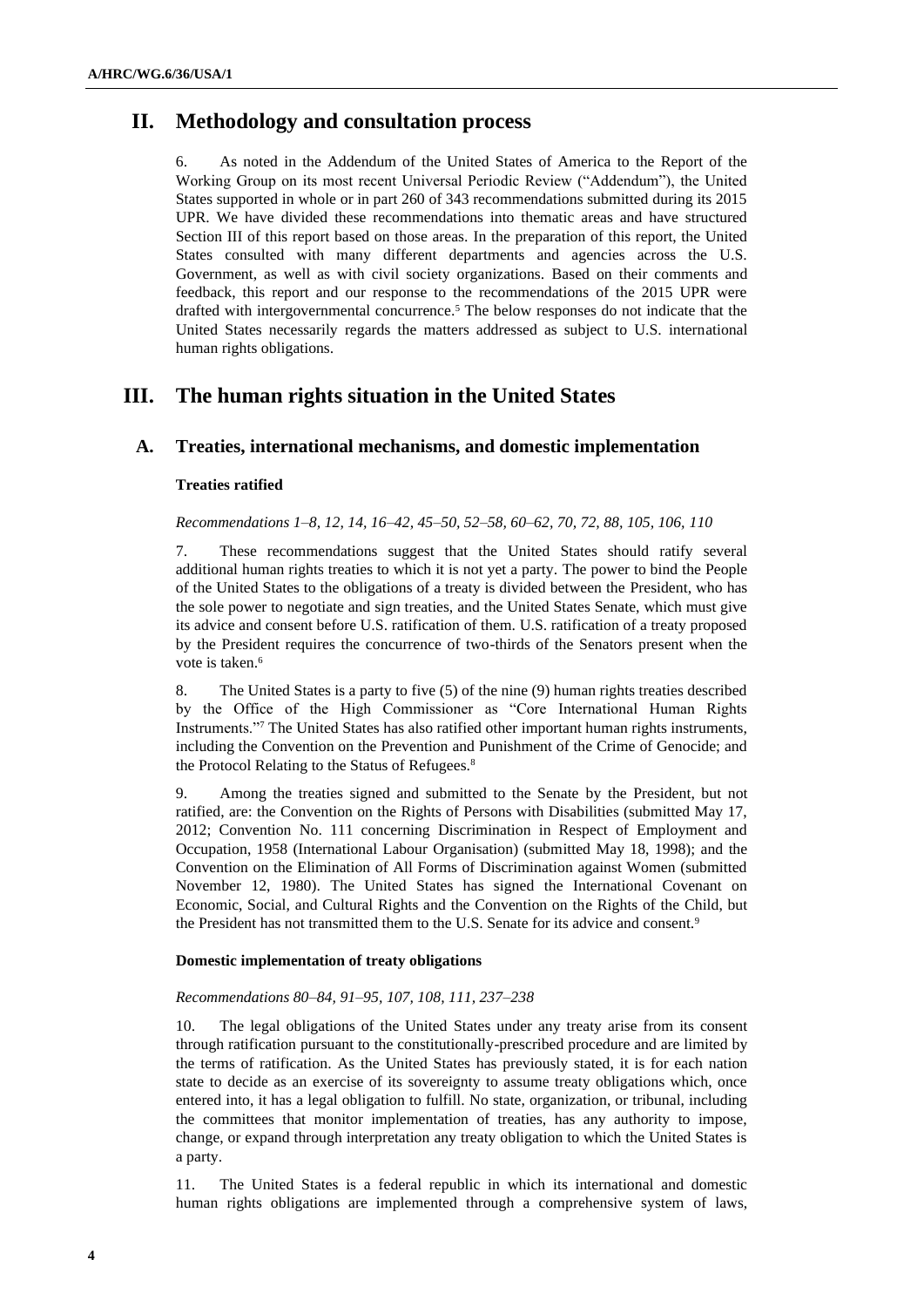# II. Methodology and consultation process

6. As noted in the Addendum of the United States of America to the Report of the Working Group on its most recent Universal Periodic Review ("Addendum"), the United States supported in whole or in part 260 of 343 recommendations submitted during its 2015 UPR. We have divided these recommendations into thematic areas and have structured Section III of this report based on those areas. In the preparation of this report, the United States consulted with many different departments and agencies across the U.S. Government, as well as with civil society organizations. Based on their comments and feedback, this report and our response to the recommendations of the 2015 UPR were drafted with intergovernmental concurrence.[5] The below responses do not indicate that the United States necessarily regards the matters addressed as subject to U.S. international human rights obligations.

# III. The human rights situation in the United States

## A. Treaties, international mechanisms, and domestic implementation

### Treaties ratified

*Recommendations 1–8, 12, 14, 16–42, 45–50, 52–58, 60–62, 70, 72, 88, 105, 106, 110*

7. These recommendations suggest that the United States should ratify several additional human rights treaties to which it is not yet a party. The power to bind the People of the United States to the obligations of a treaty is divided between the President, who has the sole power to negotiate and sign treaties, and the United States Senate, which must give its advice and consent before U.S. ratification of them. U.S. ratification of a treaty proposed by the President requires the concurrence of two-thirds of the Senators present when the vote is taken.[6]

8. The United States is a party to five (5) of the nine (9) human rights treaties described by the Office of the High Commissioner as "Core International Human Rights Instruments."[7] The United States has also ratified other important human rights instruments, including the Convention on the Prevention and Punishment of the Crime of Genocide; and the Protocol Relating to the Status of Refugees.[8]

9. Among the treaties signed and submitted to the Senate by the President, but not ratified, are: the Convention on the Rights of Persons with Disabilities (submitted May 17, 2012; Convention No. 111 concerning Discrimination in Respect of Employment and Occupation, 1958 (International Labour Organisation) (submitted May 18, 1998); and the Convention on the Elimination of All Forms of Discrimination against Women (submitted November 12, 1980). The United States has signed the International Covenant on Economic, Social, and Cultural Rights and the Convention on the Rights of the Child, but the President has not transmitted them to the U.S. Senate for its advice and consent.[9]

### Domestic implementation of treaty obligations

*Recommendations 80–84, 91–95, 107, 108, 111, 237–238*

10. The legal obligations of the United States under any treaty arise from its consent through ratification pursuant to the constitutionally-prescribed procedure and are limited by the terms of ratification. As the United States has previously stated, it is for each nation state to decide as an exercise of its sovereignty to assume treaty obligations which, once entered into, it has a legal obligation to fulfill. No state, organization, or tribunal, including the committees that monitor implementation of treaties, has any authority to impose, change, or expand through interpretation any treaty obligation to which the United States is a party.

11. The United States is a federal republic in which its international and domestic human rights obligations are implemented through a comprehensive system of laws,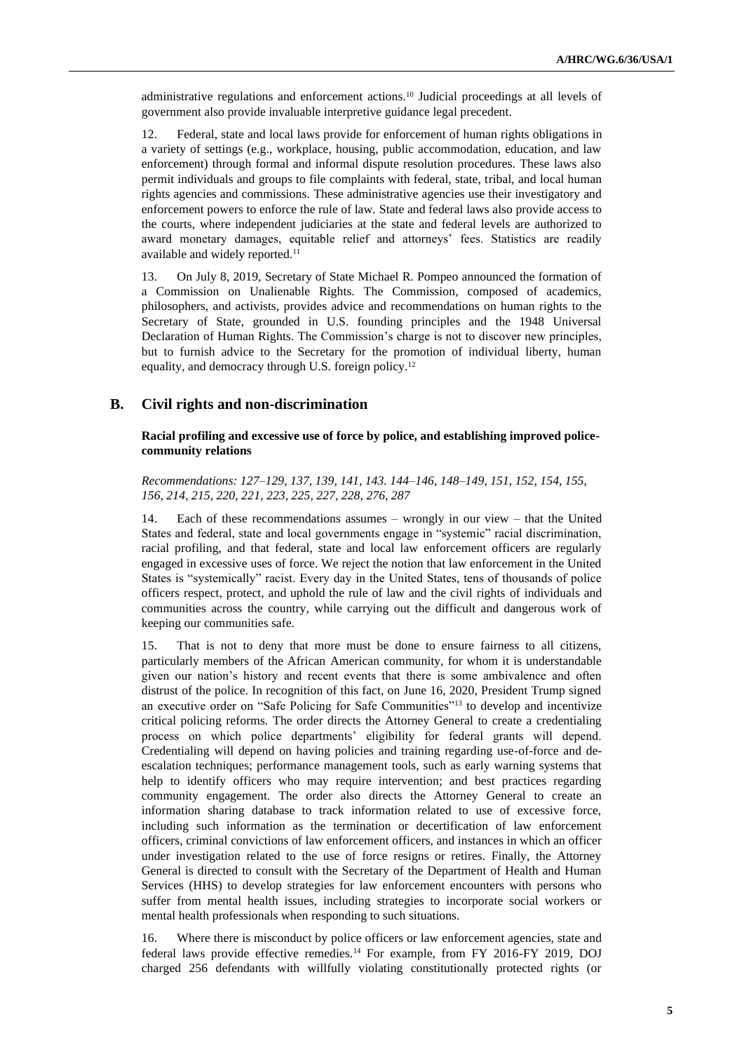administrative regulations and enforcement actions.[10] Judicial proceedings at all levels of government also provide invaluable interpretive guidance legal precedent.

12. Federal, state and local laws provide for enforcement of human rights obligations in a variety of settings (e.g., workplace, housing, public accommodation, education, and law enforcement) through formal and informal dispute resolution procedures. These laws also permit individuals and groups to file complaints with federal, state, tribal, and local human rights agencies and commissions. These administrative agencies use their investigatory and enforcement powers to enforce the rule of law. State and federal laws also provide access to the courts, where independent judiciaries at the state and federal levels are authorized to award monetary damages, equitable relief and attorneys' fees. Statistics are readily available and widely reported.[11]

13. On July 8, 2019, Secretary of State Michael R. Pompeo announced the formation of a Commission on Unalienable Rights. The Commission, composed of academics, philosophers, and activists, provides advice and recommendations on human rights to the Secretary of State, grounded in U.S. founding principles and the 1948 Universal Declaration of Human Rights. The Commission's charge is not to discover new principles, but to furnish advice to the Secretary for the promotion of individual liberty, human equality, and democracy through U.S. foreign policy.[12]

## B. Civil rights and non-discrimination

### Racial profiling and excessive use of force by police, and establishing improved police-community relations

*Recommendations: 127–129, 137, 139, 141, 143. 144–146, 148–149, 151, 152, 154, 155, 156, 214, 215, 220, 221, 223, 225, 227, 228, 276, 287*

14. Each of these recommendations assumes – wrongly in our view – that the United States and federal, state and local governments engage in "systemic" racial discrimination, racial profiling, and that federal, state and local law enforcement officers are regularly engaged in excessive uses of force. We reject the notion that law enforcement in the United States is "systemically" racist. Every day in the United States, tens of thousands of police officers respect, protect, and uphold the rule of law and the civil rights of individuals and communities across the country, while carrying out the difficult and dangerous work of keeping our communities safe.

15. That is not to deny that more must be done to ensure fairness to all citizens, particularly members of the African American community, for whom it is understandable given our nation's history and recent events that there is some ambivalence and often distrust of the police. In recognition of this fact, on June 16, 2020, President Trump signed an executive order on "Safe Policing for Safe Communities"[13] to develop and incentivize critical policing reforms. The order directs the Attorney General to create a credentialing process on which police departments' eligibility for federal grants will depend. Credentialing will depend on having policies and training regarding use-of-force and de-escalation techniques; performance management tools, such as early warning systems that help to identify officers who may require intervention; and best practices regarding community engagement. The order also directs the Attorney General to create an information sharing database to track information related to use of excessive force, including such information as the termination or decertification of law enforcement officers, criminal convictions of law enforcement officers, and instances in which an officer under investigation related to the use of force resigns or retires. Finally, the Attorney General is directed to consult with the Secretary of the Department of Health and Human Services (HHS) to develop strategies for law enforcement encounters with persons who suffer from mental health issues, including strategies to incorporate social workers or mental health professionals when responding to such situations.

16. Where there is misconduct by police officers or law enforcement agencies, state and federal laws provide effective remedies.[14] For example, from FY 2016-FY 2019, DOJ charged 256 defendants with willfully violating constitutionally protected rights (or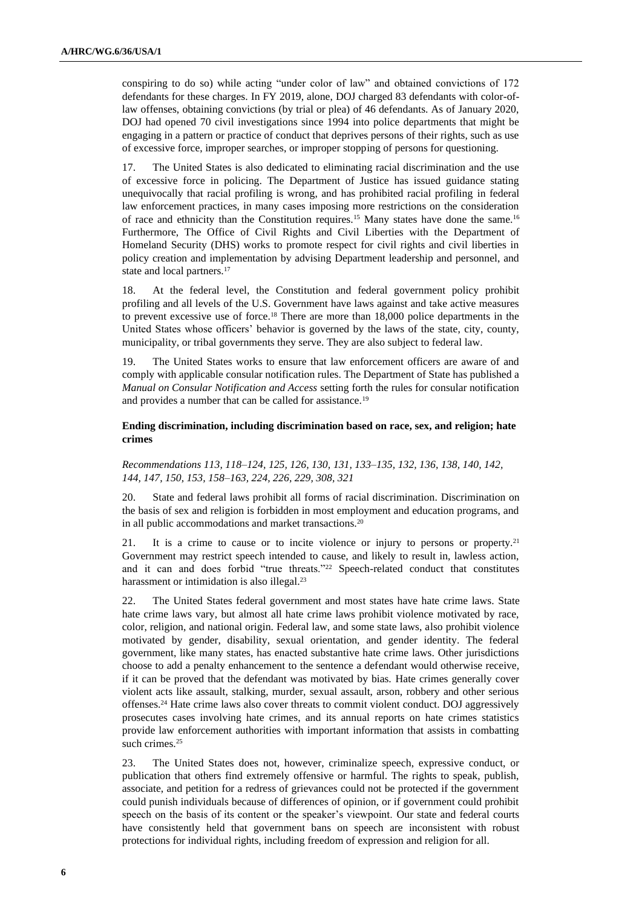conspiring to do so) while acting "under color of law" and obtained convictions of 172 defendants for these charges. In FY 2019, alone, DOJ charged 83 defendants with color-of-law offenses, obtaining convictions (by trial or plea) of 46 defendants. As of January 2020, DOJ had opened 70 civil investigations since 1994 into police departments that might be engaging in a pattern or practice of conduct that deprives persons of their rights, such as use of excessive force, improper searches, or improper stopping of persons for questioning.

17. The United States is also dedicated to eliminating racial discrimination and the use of excessive force in policing. The Department of Justice has issued guidance stating unequivocally that racial profiling is wrong, and has prohibited racial profiling in federal law enforcement practices, in many cases imposing more restrictions on the consideration of race and ethnicity than the Constitution requires.[15] Many states have done the same.[16] Furthermore, The Office of Civil Rights and Civil Liberties with the Department of Homeland Security (DHS) works to promote respect for civil rights and civil liberties in policy creation and implementation by advising Department leadership and personnel, and state and local partners.[17]

18. At the federal level, the Constitution and federal government policy prohibit profiling and all levels of the U.S. Government have laws against and take active measures to prevent excessive use of force.[18] There are more than 18,000 police departments in the United States whose officers' behavior is governed by the laws of the state, city, county, municipality, or tribal governments they serve. They are also subject to federal law.

19. The United States works to ensure that law enforcement officers are aware of and comply with applicable consular notification rules. The Department of State has published a *Manual on Consular Notification and Access* setting forth the rules for consular notification and provides a number that can be called for assistance.[19]

### Ending discrimination, including discrimination based on race, sex, and religion; hate crimes

*Recommendations 113, 118–124, 125, 126, 130, 131, 133–135, 132, 136, 138, 140, 142, 144, 147, 150, 153, 158–163, 224, 226, 229, 308, 321*

20. State and federal laws prohibit all forms of racial discrimination. Discrimination on the basis of sex and religion is forbidden in most employment and education programs, and in all public accommodations and market transactions.[20]

21. It is a crime to cause or to incite violence or injury to persons or property.[21] Government may restrict speech intended to cause, and likely to result in, lawless action, and it can and does forbid "true threats."[22] Speech-related conduct that constitutes harassment or intimidation is also illegal.[23]

22. The United States federal government and most states have hate crime laws. State hate crime laws vary, but almost all hate crime laws prohibit violence motivated by race, color, religion, and national origin. Federal law, and some state laws, also prohibit violence motivated by gender, disability, sexual orientation, and gender identity. The federal government, like many states, has enacted substantive hate crime laws. Other jurisdictions choose to add a penalty enhancement to the sentence a defendant would otherwise receive, if it can be proved that the defendant was motivated by bias. Hate crimes generally cover violent acts like assault, stalking, murder, sexual assault, arson, robbery and other serious offenses.[24] Hate crime laws also cover threats to commit violent conduct. DOJ aggressively prosecutes cases involving hate crimes, and its annual reports on hate crimes statistics provide law enforcement authorities with important information that assists in combatting such crimes.[25]

23. The United States does not, however, criminalize speech, expressive conduct, or publication that others find extremely offensive or harmful. The rights to speak, publish, associate, and petition for a redress of grievances could not be protected if the government could punish individuals because of differences of opinion, or if government could prohibit speech on the basis of its content or the speaker's viewpoint. Our state and federal courts have consistently held that government bans on speech are inconsistent with robust protections for individual rights, including freedom of expression and religion for all.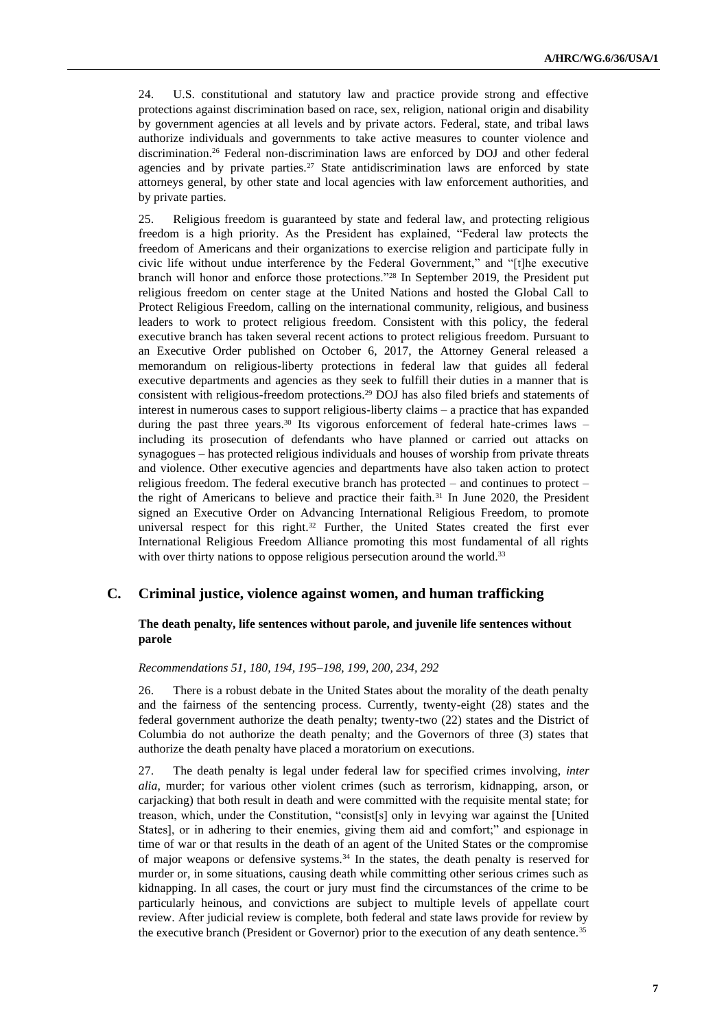24. U.S. constitutional and statutory law and practice provide strong and effective protections against discrimination based on race, sex, religion, national origin and disability by government agencies at all levels and by private actors. Federal, state, and tribal laws authorize individuals and governments to take active measures to counter violence and discrimination.[26] Federal non-discrimination laws are enforced by DOJ and other federal agencies and by private parties.[27] State antidiscrimination laws are enforced by state attorneys general, by other state and local agencies with law enforcement authorities, and by private parties.

25. Religious freedom is guaranteed by state and federal law, and protecting religious freedom is a high priority. As the President has explained, "Federal law protects the freedom of Americans and their organizations to exercise religion and participate fully in civic life without undue interference by the Federal Government," and "[t]he executive branch will honor and enforce those protections."[28] In September 2019, the President put religious freedom on center stage at the United Nations and hosted the Global Call to Protect Religious Freedom, calling on the international community, religious, and business leaders to work to protect religious freedom. Consistent with this policy, the federal executive branch has taken several recent actions to protect religious freedom. Pursuant to an Executive Order published on October 6, 2017, the Attorney General released a memorandum on religious-liberty protections in federal law that guides all federal executive departments and agencies as they seek to fulfill their duties in a manner that is consistent with religious-freedom protections.[29] DOJ has also filed briefs and statements of interest in numerous cases to support religious-liberty claims – a practice that has expanded during the past three years.[30] Its vigorous enforcement of federal hate-crimes laws – including its prosecution of defendants who have planned or carried out attacks on synagogues – has protected religious individuals and houses of worship from private threats and violence. Other executive agencies and departments have also taken action to protect religious freedom. The federal executive branch has protected – and continues to protect – the right of Americans to believe and practice their faith.[31] In June 2020, the President signed an Executive Order on Advancing International Religious Freedom, to promote universal respect for this right.[32] Further, the United States created the first ever International Religious Freedom Alliance promoting this most fundamental of all rights with over thirty nations to oppose religious persecution around the world.[33]

## C. Criminal justice, violence against women, and human trafficking

### The death penalty, life sentences without parole, and juvenile life sentences without parole

*Recommendations 51, 180, 194, 195–198, 199, 200, 234, 292*

26. There is a robust debate in the United States about the morality of the death penalty and the fairness of the sentencing process. Currently, twenty-eight (28) states and the federal government authorize the death penalty; twenty-two (22) states and the District of Columbia do not authorize the death penalty; and the Governors of three (3) states that authorize the death penalty have placed a moratorium on executions.

27. The death penalty is legal under federal law for specified crimes involving, *inter alia*, murder; for various other violent crimes (such as terrorism, kidnapping, arson, or carjacking) that both result in death and were committed with the requisite mental state; for treason, which, under the Constitution, "consist[s] only in levying war against the [United States], or in adhering to their enemies, giving them aid and comfort;" and espionage in time of war or that results in the death of an agent of the United States or the compromise of major weapons or defensive systems.[34] In the states, the death penalty is reserved for murder or, in some situations, causing death while committing other serious crimes such as kidnapping. In all cases, the court or jury must find the circumstances of the crime to be particularly heinous, and convictions are subject to multiple levels of appellate court review. After judicial review is complete, both federal and state laws provide for review by the executive branch (President or Governor) prior to the execution of any death sentence.[35]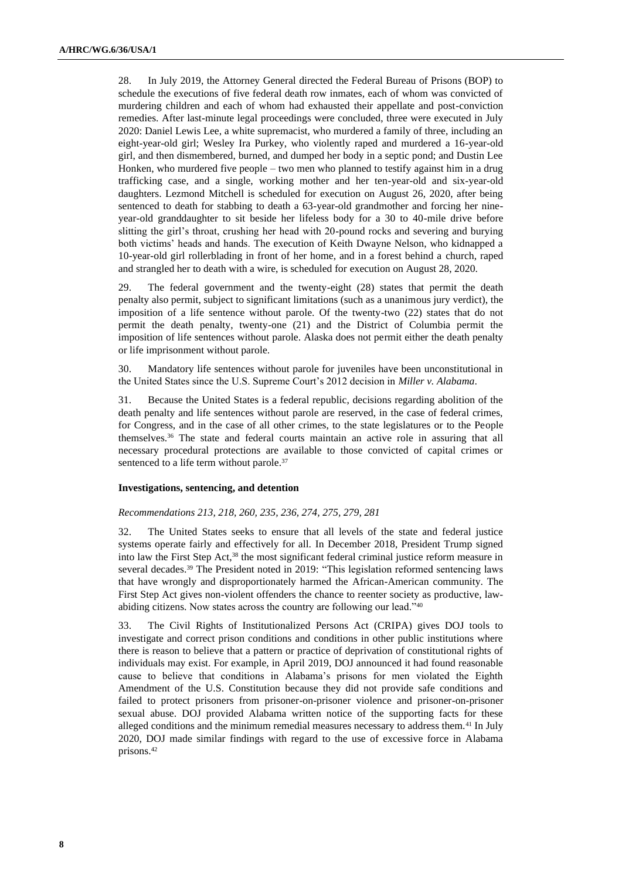28. In July 2019, the Attorney General directed the Federal Bureau of Prisons (BOP) to schedule the executions of five federal death row inmates, each of whom was convicted of murdering children and each of whom had exhausted their appellate and post-conviction remedies. After last-minute legal proceedings were concluded, three were executed in July 2020: Daniel Lewis Lee, a white supremacist, who murdered a family of three, including an eight-year-old girl; Wesley Ira Purkey, who violently raped and murdered a 16-year-old girl, and then dismembered, burned, and dumped her body in a septic pond; and Dustin Lee Honken, who murdered five people – two men who planned to testify against him in a drug trafficking case, and a single, working mother and her ten-year-old and six-year-old daughters. Lezmond Mitchell is scheduled for execution on August 26, 2020, after being sentenced to death for stabbing to death a 63-year-old grandmother and forcing her nine-year-old granddaughter to sit beside her lifeless body for a 30 to 40-mile drive before slitting the girl's throat, crushing her head with 20-pound rocks and severing and burying both victims' heads and hands. The execution of Keith Dwayne Nelson, who kidnapped a 10-year-old girl rollerblading in front of her home, and in a forest behind a church, raped and strangled her to death with a wire, is scheduled for execution on August 28, 2020.

29. The federal government and the twenty-eight (28) states that permit the death penalty also permit, subject to significant limitations (such as a unanimous jury verdict), the imposition of a life sentence without parole. Of the twenty-two (22) states that do not permit the death penalty, twenty-one (21) and the District of Columbia permit the imposition of life sentences without parole. Alaska does not permit either the death penalty or life imprisonment without parole.

30. Mandatory life sentences without parole for juveniles have been unconstitutional in the United States since the U.S. Supreme Court's 2012 decision in *Miller v. Alabama*.

31. Because the United States is a federal republic, decisions regarding abolition of the death penalty and life sentences without parole are reserved, in the case of federal crimes, for Congress, and in the case of all other crimes, to the state legislatures or to the People themselves.[36] The state and federal courts maintain an active role in assuring that all necessary procedural protections are available to those convicted of capital crimes or sentenced to a life term without parole.[37]

### Investigations, sentencing, and detention

*Recommendations 213, 218, 260, 235, 236, 274, 275, 279, 281*

32. The United States seeks to ensure that all levels of the state and federal justice systems operate fairly and effectively for all. In December 2018, President Trump signed into law the First Step Act,[38] the most significant federal criminal justice reform measure in several decades.[39] The President noted in 2019: "This legislation reformed sentencing laws that have wrongly and disproportionately harmed the African-American community. The First Step Act gives non-violent offenders the chance to reenter society as productive, law-abiding citizens. Now states across the country are following our lead."[40]

33. The Civil Rights of Institutionalized Persons Act (CRIPA) gives DOJ tools to investigate and correct prison conditions and conditions in other public institutions where there is reason to believe that a pattern or practice of deprivation of constitutional rights of individuals may exist. For example, in April 2019, DOJ announced it had found reasonable cause to believe that conditions in Alabama's prisons for men violated the Eighth Amendment of the U.S. Constitution because they did not provide safe conditions and failed to protect prisoners from prisoner-on-prisoner violence and prisoner-on-prisoner sexual abuse. DOJ provided Alabama written notice of the supporting facts for these alleged conditions and the minimum remedial measures necessary to address them.[41] In July 2020, DOJ made similar findings with regard to the use of excessive force in Alabama prisons.[42]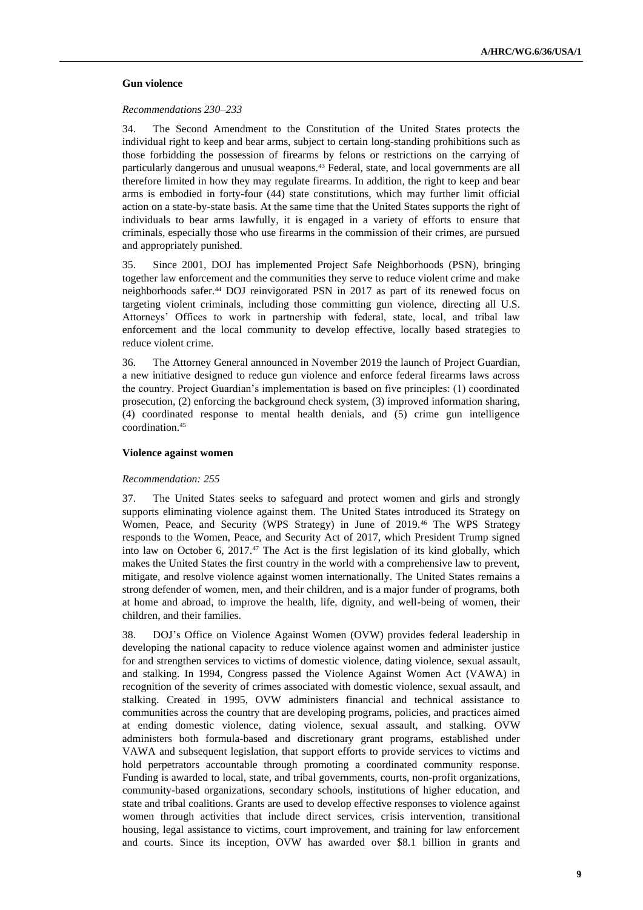### Gun violence

*Recommendations 230–233*

34. The Second Amendment to the Constitution of the United States protects the individual right to keep and bear arms, subject to certain long-standing prohibitions such as those forbidding the possession of firearms by felons or restrictions on the carrying of particularly dangerous and unusual weapons.[43] Federal, state, and local governments are all therefore limited in how they may regulate firearms. In addition, the right to keep and bear arms is embodied in forty-four (44) state constitutions, which may further limit official action on a state-by-state basis. At the same time that the United States supports the right of individuals to bear arms lawfully, it is engaged in a variety of efforts to ensure that criminals, especially those who use firearms in the commission of their crimes, are pursued and appropriately punished.

35. Since 2001, DOJ has implemented Project Safe Neighborhoods (PSN), bringing together law enforcement and the communities they serve to reduce violent crime and make neighborhoods safer.[44] DOJ reinvigorated PSN in 2017 as part of its renewed focus on targeting violent criminals, including those committing gun violence, directing all U.S. Attorneys' Offices to work in partnership with federal, state, local, and tribal law enforcement and the local community to develop effective, locally based strategies to reduce violent crime.

36. The Attorney General announced in November 2019 the launch of Project Guardian, a new initiative designed to reduce gun violence and enforce federal firearms laws across the country. Project Guardian's implementation is based on five principles: (1) coordinated prosecution, (2) enforcing the background check system, (3) improved information sharing, (4) coordinated response to mental health denials, and (5) crime gun intelligence coordination.[45]

### Violence against women

*Recommendation: 255*

37. The United States seeks to safeguard and protect women and girls and strongly supports eliminating violence against them. The United States introduced its Strategy on Women, Peace, and Security (WPS Strategy) in June of 2019.[46] The WPS Strategy responds to the Women, Peace, and Security Act of 2017, which President Trump signed into law on October 6, 2017.[47] The Act is the first legislation of its kind globally, which makes the United States the first country in the world with a comprehensive law to prevent, mitigate, and resolve violence against women internationally. The United States remains a strong defender of women, men, and their children, and is a major funder of programs, both at home and abroad, to improve the health, life, dignity, and well-being of women, their children, and their families.

38. DOJ's Office on Violence Against Women (OVW) provides federal leadership in developing the national capacity to reduce violence against women and administer justice for and strengthen services to victims of domestic violence, dating violence, sexual assault, and stalking. In 1994, Congress passed the Violence Against Women Act (VAWA) in recognition of the severity of crimes associated with domestic violence, sexual assault, and stalking. Created in 1995, OVW administers financial and technical assistance to communities across the country that are developing programs, policies, and practices aimed at ending domestic violence, dating violence, sexual assault, and stalking. OVW administers both formula-based and discretionary grant programs, established under VAWA and subsequent legislation, that support efforts to provide services to victims and hold perpetrators accountable through promoting a coordinated community response. Funding is awarded to local, state, and tribal governments, courts, non-profit organizations, community-based organizations, secondary schools, institutions of higher education, and state and tribal coalitions. Grants are used to develop effective responses to violence against women through activities that include direct services, crisis intervention, transitional housing, legal assistance to victims, court improvement, and training for law enforcement and courts. Since its inception, OVW has awarded over $8.1 billion in grants and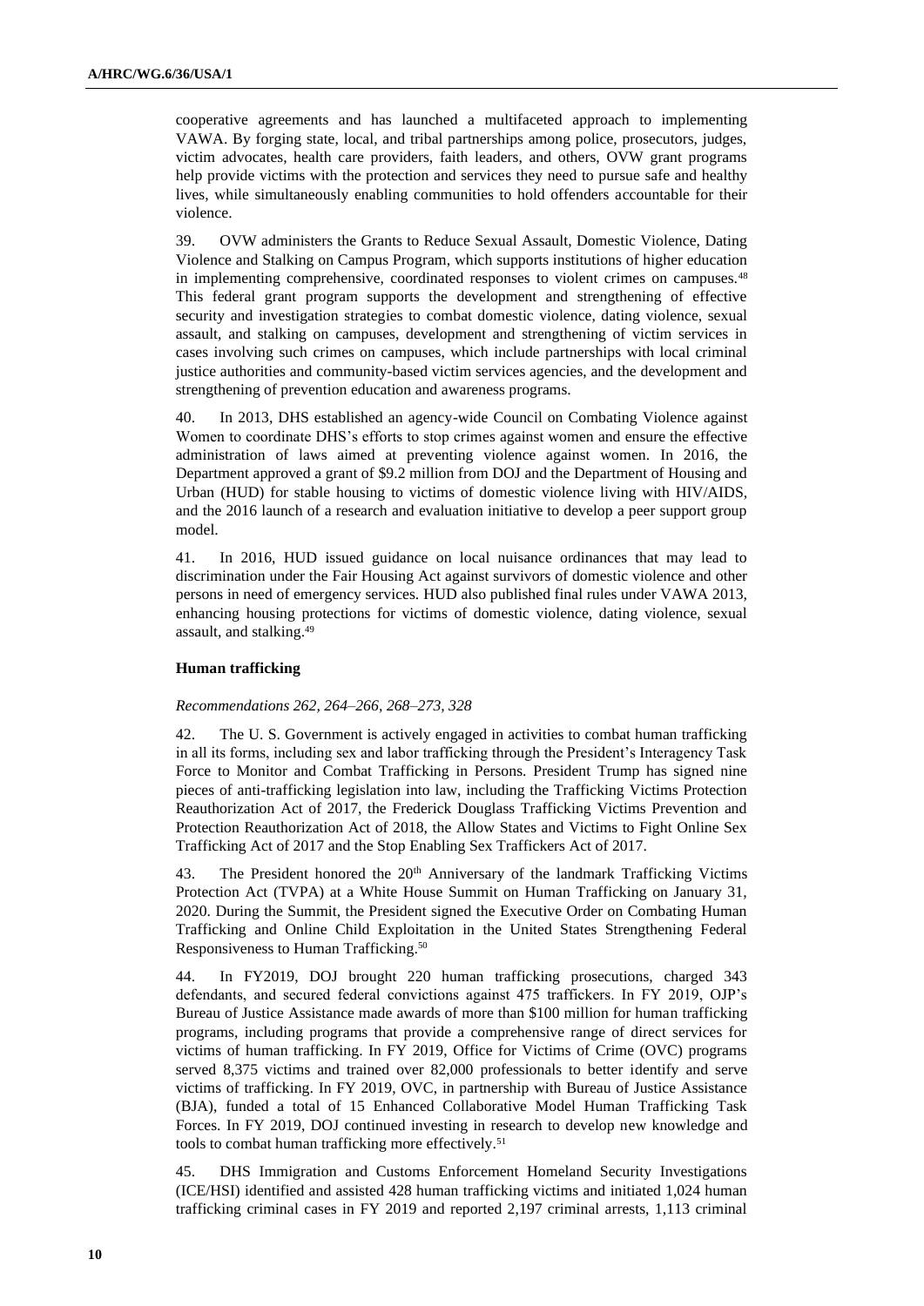cooperative agreements and has launched a multifaceted approach to implementing VAWA. By forging state, local, and tribal partnerships among police, prosecutors, judges, victim advocates, health care providers, faith leaders, and others, OVW grant programs help provide victims with the protection and services they need to pursue safe and healthy lives, while simultaneously enabling communities to hold offenders accountable for their violence.

39. OVW administers the Grants to Reduce Sexual Assault, Domestic Violence, Dating Violence and Stalking on Campus Program, which supports institutions of higher education in implementing comprehensive, coordinated responses to violent crimes on campuses.[48] This federal grant program supports the development and strengthening of effective security and investigation strategies to combat domestic violence, dating violence, sexual assault, and stalking on campuses, development and strengthening of victim services in cases involving such crimes on campuses, which include partnerships with local criminal justice authorities and community-based victim services agencies, and the development and strengthening of prevention education and awareness programs.

40. In 2013, DHS established an agency-wide Council on Combating Violence against Women to coordinate DHS's efforts to stop crimes against women and ensure the effective administration of laws aimed at preventing violence against women. In 2016, the Department approved a grant of $9.2 million from DOJ and the Department of Housing and Urban (HUD) for stable housing to victims of domestic violence living with HIV/AIDS, and the 2016 launch of a research and evaluation initiative to develop a peer support group model.

41. In 2016, HUD issued guidance on local nuisance ordinances that may lead to discrimination under the Fair Housing Act against survivors of domestic violence and other persons in need of emergency services. HUD also published final rules under VAWA 2013, enhancing housing protections for victims of domestic violence, dating violence, sexual assault, and stalking.[49]

### Human trafficking

*Recommendations 262, 264–266, 268–273, 328*

42. The U. S. Government is actively engaged in activities to combat human trafficking in all its forms, including sex and labor trafficking through the President's Interagency Task Force to Monitor and Combat Trafficking in Persons. President Trump has signed nine pieces of anti-trafficking legislation into law, including the Trafficking Victims Protection Reauthorization Act of 2017, the Frederick Douglass Trafficking Victims Prevention and Protection Reauthorization Act of 2018, the Allow States and Victims to Fight Online Sex Trafficking Act of 2017 and the Stop Enabling Sex Traffickers Act of 2017.

43. The President honored the 20th Anniversary of the landmark Trafficking Victims Protection Act (TVPA) at a White House Summit on Human Trafficking on January 31, 2020. During the Summit, the President signed the Executive Order on Combating Human Trafficking and Online Child Exploitation in the United States Strengthening Federal Responsiveness to Human Trafficking.[50]

44. In FY2019, DOJ brought 220 human trafficking prosecutions, charged 343 defendants, and secured federal convictions against 475 traffickers. In FY 2019, OJP's Bureau of Justice Assistance made awards of more than $100 million for human trafficking programs, including programs that provide a comprehensive range of direct services for victims of human trafficking. In FY 2019, Office for Victims of Crime (OVC) programs served 8,375 victims and trained over 82,000 professionals to better identify and serve victims of trafficking. In FY 2019, OVC, in partnership with Bureau of Justice Assistance (BJA), funded a total of 15 Enhanced Collaborative Model Human Trafficking Task Forces. In FY 2019, DOJ continued investing in research to develop new knowledge and tools to combat human trafficking more effectively.[51]

45. DHS Immigration and Customs Enforcement Homeland Security Investigations (ICE/HSI) identified and assisted 428 human trafficking victims and initiated 1,024 human trafficking criminal cases in FY 2019 and reported 2,197 criminal arrests, 1,113 criminal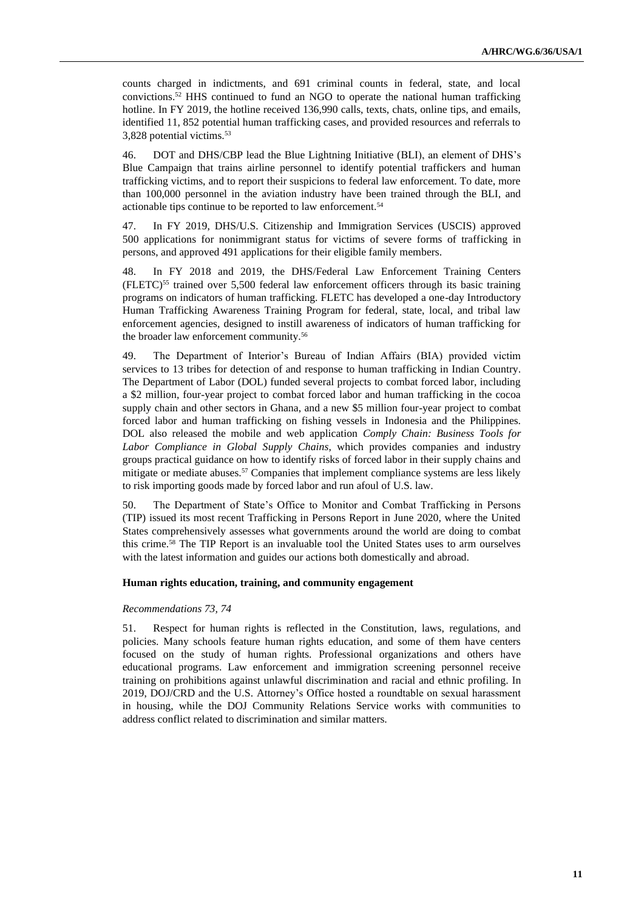counts charged in indictments, and 691 criminal counts in federal, state, and local convictions.[52] HHS continued to fund an NGO to operate the national human trafficking hotline. In FY 2019, the hotline received 136,990 calls, texts, chats, online tips, and emails, identified 11, 852 potential human trafficking cases, and provided resources and referrals to 3,828 potential victims.[53]

46. DOT and DHS/CBP lead the Blue Lightning Initiative (BLI), an element of DHS's Blue Campaign that trains airline personnel to identify potential traffickers and human trafficking victims, and to report their suspicions to federal law enforcement. To date, more than 100,000 personnel in the aviation industry have been trained through the BLI, and actionable tips continue to be reported to law enforcement.[54]

47. In FY 2019, DHS/U.S. Citizenship and Immigration Services (USCIS) approved 500 applications for nonimmigrant status for victims of severe forms of trafficking in persons, and approved 491 applications for their eligible family members.

48. In FY 2018 and 2019, the DHS/Federal Law Enforcement Training Centers (FLETC)[55] trained over 5,500 federal law enforcement officers through its basic training programs on indicators of human trafficking. FLETC has developed a one-day Introductory Human Trafficking Awareness Training Program for federal, state, local, and tribal law enforcement agencies, designed to instill awareness of indicators of human trafficking for the broader law enforcement community.[56]

49. The Department of Interior's Bureau of Indian Affairs (BIA) provided victim services to 13 tribes for detection of and response to human trafficking in Indian Country. The Department of Labor (DOL) funded several projects to combat forced labor, including a $2 million, four-year project to combat forced labor and human trafficking in the cocoa supply chain and other sectors in Ghana, and a new $5 million four-year project to combat forced labor and human trafficking on fishing vessels in Indonesia and the Philippines. DOL also released the mobile and web application *Comply Chain: Business Tools for Labor Compliance in Global Supply Chains*, which provides companies and industry groups practical guidance on how to identify risks of forced labor in their supply chains and mitigate or mediate abuses.[57] Companies that implement compliance systems are less likely to risk importing goods made by forced labor and run afoul of U.S. law.

50. The Department of State's Office to Monitor and Combat Trafficking in Persons (TIP) issued its most recent Trafficking in Persons Report in June 2020, where the United States comprehensively assesses what governments around the world are doing to combat this crime.[58] The TIP Report is an invaluable tool the United States uses to arm ourselves with the latest information and guides our actions both domestically and abroad.

### Human rights education, training, and community engagement

*Recommendations 73, 74*

51. Respect for human rights is reflected in the Constitution, laws, regulations, and policies. Many schools feature human rights education, and some of them have centers focused on the study of human rights. Professional organizations and others have educational programs. Law enforcement and immigration screening personnel receive training on prohibitions against unlawful discrimination and racial and ethnic profiling. In 2019, DOJ/CRD and the U.S. Attorney's Office hosted a roundtable on sexual harassment in housing, while the DOJ Community Relations Service works with communities to address conflict related to discrimination and similar matters.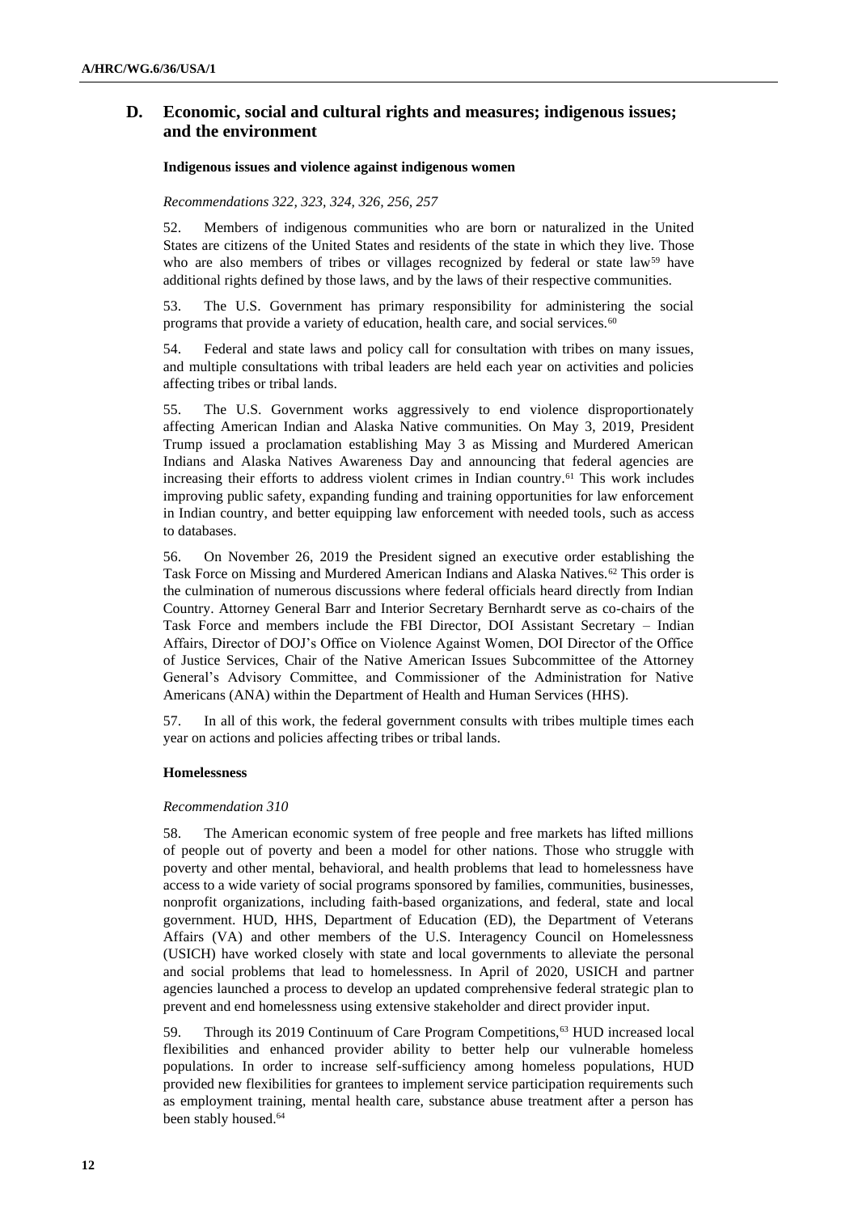## D. Economic, social and cultural rights and measures; indigenous issues; and the environment

**Indigenous issues and violence against indigenous women**

*Recommendations 322, 323, 324, 326, 256, 257*

52. Members of indigenous communities who are born or naturalized in the United States are citizens of the United States and residents of the state in which they live. Those who are also members of tribes or villages recognized by federal or state law[59] have additional rights defined by those laws, and by the laws of their respective communities.

53. The U.S. Government has primary responsibility for administering the social programs that provide a variety of education, health care, and social services.[60]

54. Federal and state laws and policy call for consultation with tribes on many issues, and multiple consultations with tribal leaders are held each year on activities and policies affecting tribes or tribal lands.

55. The U.S. Government works aggressively to end violence disproportionately affecting American Indian and Alaska Native communities. On May 3, 2019, President Trump issued a proclamation establishing May 3 as Missing and Murdered American Indians and Alaska Natives Awareness Day and announcing that federal agencies are increasing their efforts to address violent crimes in Indian country.[61] This work includes improving public safety, expanding funding and training opportunities for law enforcement in Indian country, and better equipping law enforcement with needed tools, such as access to databases.

56. On November 26, 2019 the President signed an executive order establishing the Task Force on Missing and Murdered American Indians and Alaska Natives.[62] This order is the culmination of numerous discussions where federal officials heard directly from Indian Country. Attorney General Barr and Interior Secretary Bernhardt serve as co-chairs of the Task Force and members include the FBI Director, DOI Assistant Secretary – Indian Affairs, Director of DOJ's Office on Violence Against Women, DOI Director of the Office of Justice Services, Chair of the Native American Issues Subcommittee of the Attorney General's Advisory Committee, and Commissioner of the Administration for Native Americans (ANA) within the Department of Health and Human Services (HHS).

57. In all of this work, the federal government consults with tribes multiple times each year on actions and policies affecting tribes or tribal lands.

**Homelessness**

*Recommendation 310*

58. The American economic system of free people and free markets has lifted millions of people out of poverty and been a model for other nations. Those who struggle with poverty and other mental, behavioral, and health problems that lead to homelessness have access to a wide variety of social programs sponsored by families, communities, businesses, nonprofit organizations, including faith-based organizations, and federal, state and local government. HUD, HHS, Department of Education (ED), the Department of Veterans Affairs (VA) and other members of the U.S. Interagency Council on Homelessness (USICH) have worked closely with state and local governments to alleviate the personal and social problems that lead to homelessness. In April of 2020, USICH and partner agencies launched a process to develop an updated comprehensive federal strategic plan to prevent and end homelessness using extensive stakeholder and direct provider input.

59. Through its 2019 Continuum of Care Program Competitions,[63] HUD increased local flexibilities and enhanced provider ability to better help our vulnerable homeless populations. In order to increase self-sufficiency among homeless populations, HUD provided new flexibilities for grantees to implement service participation requirements such as employment training, mental health care, substance abuse treatment after a person has been stably housed.[64]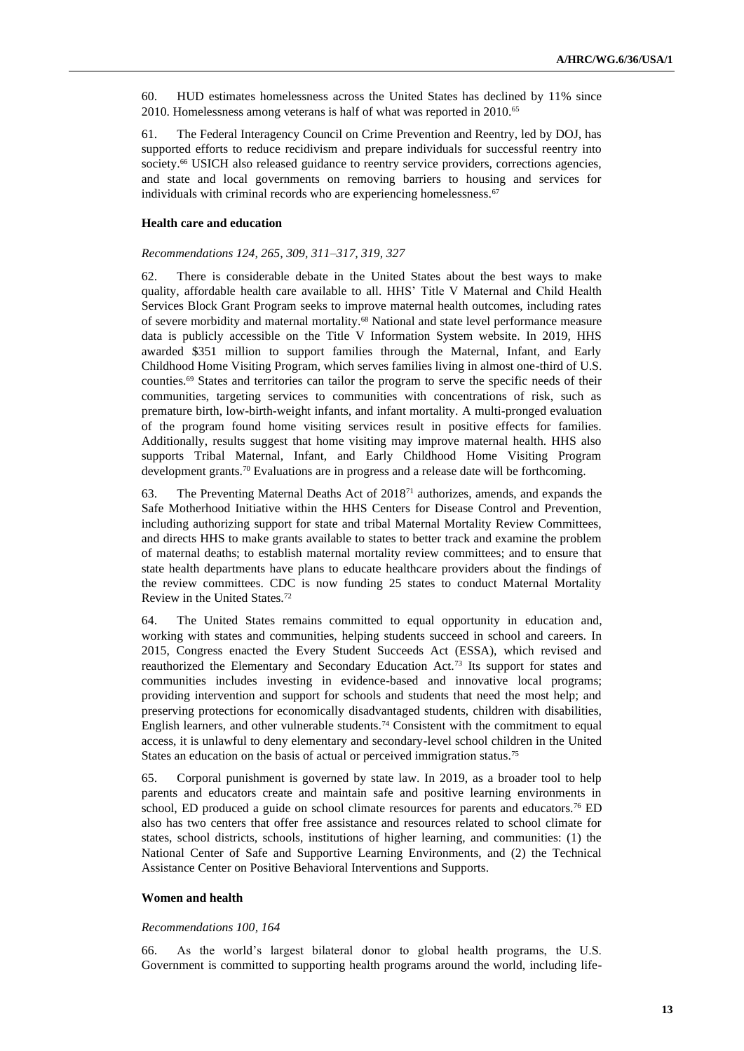60. HUD estimates homelessness across the United States has declined by 11% since 2010. Homelessness among veterans is half of what was reported in 2010.[65]

61. The Federal Interagency Council on Crime Prevention and Reentry, led by DOJ, has supported efforts to reduce recidivism and prepare individuals for successful reentry into society.[66] USICH also released guidance to reentry service providers, corrections agencies, and state and local governments on removing barriers to housing and services for individuals with criminal records who are experiencing homelessness.[67]

### Health care and education

*Recommendations 124, 265, 309, 311–317, 319, 327*

62. There is considerable debate in the United States about the best ways to make quality, affordable health care available to all. HHS' Title V Maternal and Child Health Services Block Grant Program seeks to improve maternal health outcomes, including rates of severe morbidity and maternal mortality.[68] National and state level performance measure data is publicly accessible on the Title V Information System website. In 2019, HHS awarded $351 million to support families through the Maternal, Infant, and Early Childhood Home Visiting Program, which serves families living in almost one-third of U.S. counties.[69] States and territories can tailor the program to serve the specific needs of their communities, targeting services to communities with concentrations of risk, such as premature birth, low-birth-weight infants, and infant mortality. A multi-pronged evaluation of the program found home visiting services result in positive effects for families. Additionally, results suggest that home visiting may improve maternal health. HHS also supports Tribal Maternal, Infant, and Early Childhood Home Visiting Program development grants.[70] Evaluations are in progress and a release date will be forthcoming.

63. The Preventing Maternal Deaths Act of 2018[71] authorizes, amends, and expands the Safe Motherhood Initiative within the HHS Centers for Disease Control and Prevention, including authorizing support for state and tribal Maternal Mortality Review Committees, and directs HHS to make grants available to states to better track and examine the problem of maternal deaths; to establish maternal mortality review committees; and to ensure that state health departments have plans to educate healthcare providers about the findings of the review committees. CDC is now funding 25 states to conduct Maternal Mortality Review in the United States.[72]

64. The United States remains committed to equal opportunity in education and, working with states and communities, helping students succeed in school and careers. In 2015, Congress enacted the Every Student Succeeds Act (ESSA), which revised and reauthorized the Elementary and Secondary Education Act.[73] Its support for states and communities includes investing in evidence-based and innovative local programs; providing intervention and support for schools and students that need the most help; and preserving protections for economically disadvantaged students, children with disabilities, English learners, and other vulnerable students.[74] Consistent with the commitment to equal access, it is unlawful to deny elementary and secondary-level school children in the United States an education on the basis of actual or perceived immigration status.[75]

65. Corporal punishment is governed by state law. In 2019, as a broader tool to help parents and educators create and maintain safe and positive learning environments in school, ED produced a guide on school climate resources for parents and educators.[76] ED also has two centers that offer free assistance and resources related to school climate for states, school districts, schools, institutions of higher learning, and communities: (1) the National Center of Safe and Supportive Learning Environments, and (2) the Technical Assistance Center on Positive Behavioral Interventions and Supports.

### Women and health

*Recommendations 100, 164*

66. As the world's largest bilateral donor to global health programs, the U.S. Government is committed to supporting health programs around the world, including life-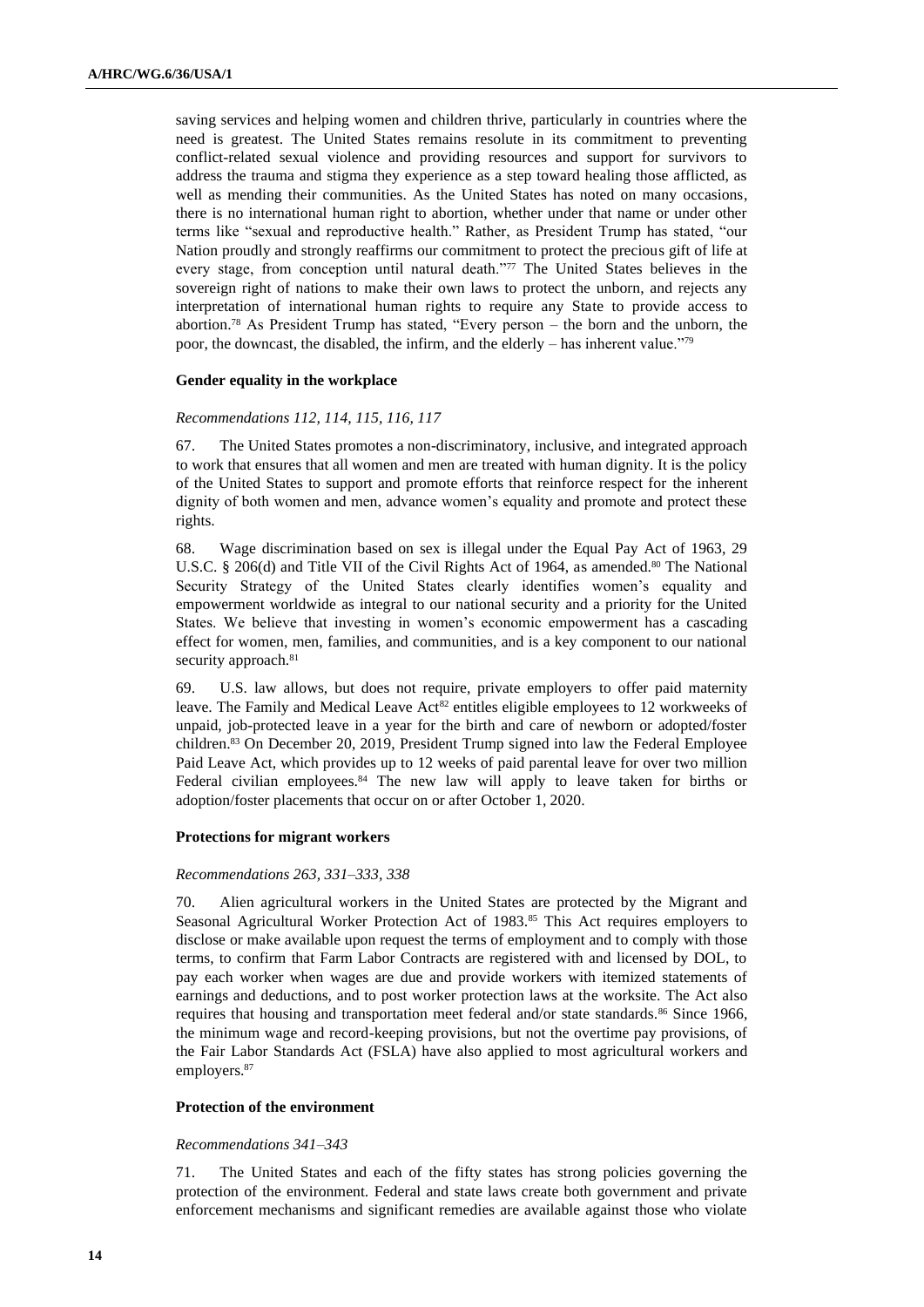saving services and helping women and children thrive, particularly in countries where the need is greatest. The United States remains resolute in its commitment to preventing conflict-related sexual violence and providing resources and support for survivors to address the trauma and stigma they experience as a step toward healing those afflicted, as well as mending their communities. As the United States has noted on many occasions, there is no international human right to abortion, whether under that name or under other terms like "sexual and reproductive health." Rather, as President Trump has stated, "our Nation proudly and strongly reaffirms our commitment to protect the precious gift of life at every stage, from conception until natural death."[77] The United States believes in the sovereign right of nations to make their own laws to protect the unborn, and rejects any interpretation of international human rights to require any State to provide access to abortion.[78] As President Trump has stated, "Every person – the born and the unborn, the poor, the downcast, the disabled, the infirm, and the elderly – has inherent value."[79]

### Gender equality in the workplace

*Recommendations 112, 114, 115, 116, 117*

67. The United States promotes a non-discriminatory, inclusive, and integrated approach to work that ensures that all women and men are treated with human dignity. It is the policy of the United States to support and promote efforts that reinforce respect for the inherent dignity of both women and men, advance women's equality and promote and protect these rights.

68. Wage discrimination based on sex is illegal under the Equal Pay Act of 1963, 29 U.S.C. § 206(d) and Title VII of the Civil Rights Act of 1964, as amended.[80] The National Security Strategy of the United States clearly identifies women's equality and empowerment worldwide as integral to our national security and a priority for the United States. We believe that investing in women's economic empowerment has a cascading effect for women, men, families, and communities, and is a key component to our national security approach.[81]

69. U.S. law allows, but does not require, private employers to offer paid maternity leave. The Family and Medical Leave Act[82] entitles eligible employees to 12 workweeks of unpaid, job-protected leave in a year for the birth and care of newborn or adopted/foster children.[83] On December 20, 2019, President Trump signed into law the Federal Employee Paid Leave Act, which provides up to 12 weeks of paid parental leave for over two million Federal civilian employees.[84] The new law will apply to leave taken for births or adoption/foster placements that occur on or after October 1, 2020.

### Protections for migrant workers

*Recommendations 263, 331–333, 338*

70. Alien agricultural workers in the United States are protected by the Migrant and Seasonal Agricultural Worker Protection Act of 1983.[85] This Act requires employers to disclose or make available upon request the terms of employment and to comply with those terms, to confirm that Farm Labor Contracts are registered with and licensed by DOL, to pay each worker when wages are due and provide workers with itemized statements of earnings and deductions, and to post worker protection laws at the worksite. The Act also requires that housing and transportation meet federal and/or state standards.[86] Since 1966, the minimum wage and record-keeping provisions, but not the overtime pay provisions, of the Fair Labor Standards Act (FSLA) have also applied to most agricultural workers and employers.[87]

### Protection of the environment

*Recommendations 341–343*

71. The United States and each of the fifty states has strong policies governing the protection of the environment. Federal and state laws create both government and private enforcement mechanisms and significant remedies are available against those who violate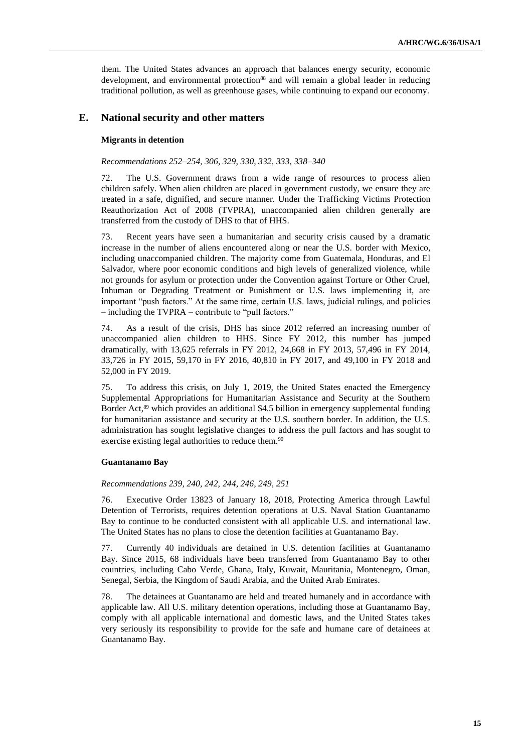them. The United States advances an approach that balances energy security, economic development, and environmental protection[88] and will remain a global leader in reducing traditional pollution, as well as greenhouse gases, while continuing to expand our economy.

## E. National security and other matters

### Migrants in detention

*Recommendations 252–254, 306, 329, 330, 332, 333, 338–340*

72. The U.S. Government draws from a wide range of resources to process alien children safely. When alien children are placed in government custody, we ensure they are treated in a safe, dignified, and secure manner. Under the Trafficking Victims Protection Reauthorization Act of 2008 (TVPRA), unaccompanied alien children generally are transferred from the custody of DHS to that of HHS.

73. Recent years have seen a humanitarian and security crisis caused by a dramatic increase in the number of aliens encountered along or near the U.S. border with Mexico, including unaccompanied children. The majority come from Guatemala, Honduras, and El Salvador, where poor economic conditions and high levels of generalized violence, while not grounds for asylum or protection under the Convention against Torture or Other Cruel, Inhuman or Degrading Treatment or Punishment or U.S. laws implementing it, are important "push factors." At the same time, certain U.S. laws, judicial rulings, and policies – including the TVPRA – contribute to "pull factors."

74. As a result of the crisis, DHS has since 2012 referred an increasing number of unaccompanied alien children to HHS. Since FY 2012, this number has jumped dramatically, with 13,625 referrals in FY 2012, 24,668 in FY 2013, 57,496 in FY 2014, 33,726 in FY 2015, 59,170 in FY 2016, 40,810 in FY 2017, and 49,100 in FY 2018 and 52,000 in FY 2019.

75. To address this crisis, on July 1, 2019, the United States enacted the Emergency Supplemental Appropriations for Humanitarian Assistance and Security at the Southern Border Act,[89] which provides an additional $4.5 billion in emergency supplemental funding for humanitarian assistance and security at the U.S. southern border. In addition, the U.S. administration has sought legislative changes to address the pull factors and has sought to exercise existing legal authorities to reduce them.[90]

### Guantanamo Bay

*Recommendations 239, 240, 242, 244, 246, 249, 251*

76. Executive Order 13823 of January 18, 2018, Protecting America through Lawful Detention of Terrorists, requires detention operations at U.S. Naval Station Guantanamo Bay to continue to be conducted consistent with all applicable U.S. and international law. The United States has no plans to close the detention facilities at Guantanamo Bay.

77. Currently 40 individuals are detained in U.S. detention facilities at Guantanamo Bay. Since 2015, 68 individuals have been transferred from Guantanamo Bay to other countries, including Cabo Verde, Ghana, Italy, Kuwait, Mauritania, Montenegro, Oman, Senegal, Serbia, the Kingdom of Saudi Arabia, and the United Arab Emirates.

78. The detainees at Guantanamo are held and treated humanely and in accordance with applicable law. All U.S. military detention operations, including those at Guantanamo Bay, comply with all applicable international and domestic laws, and the United States takes very seriously its responsibility to provide for the safe and humane care of detainees at Guantanamo Bay.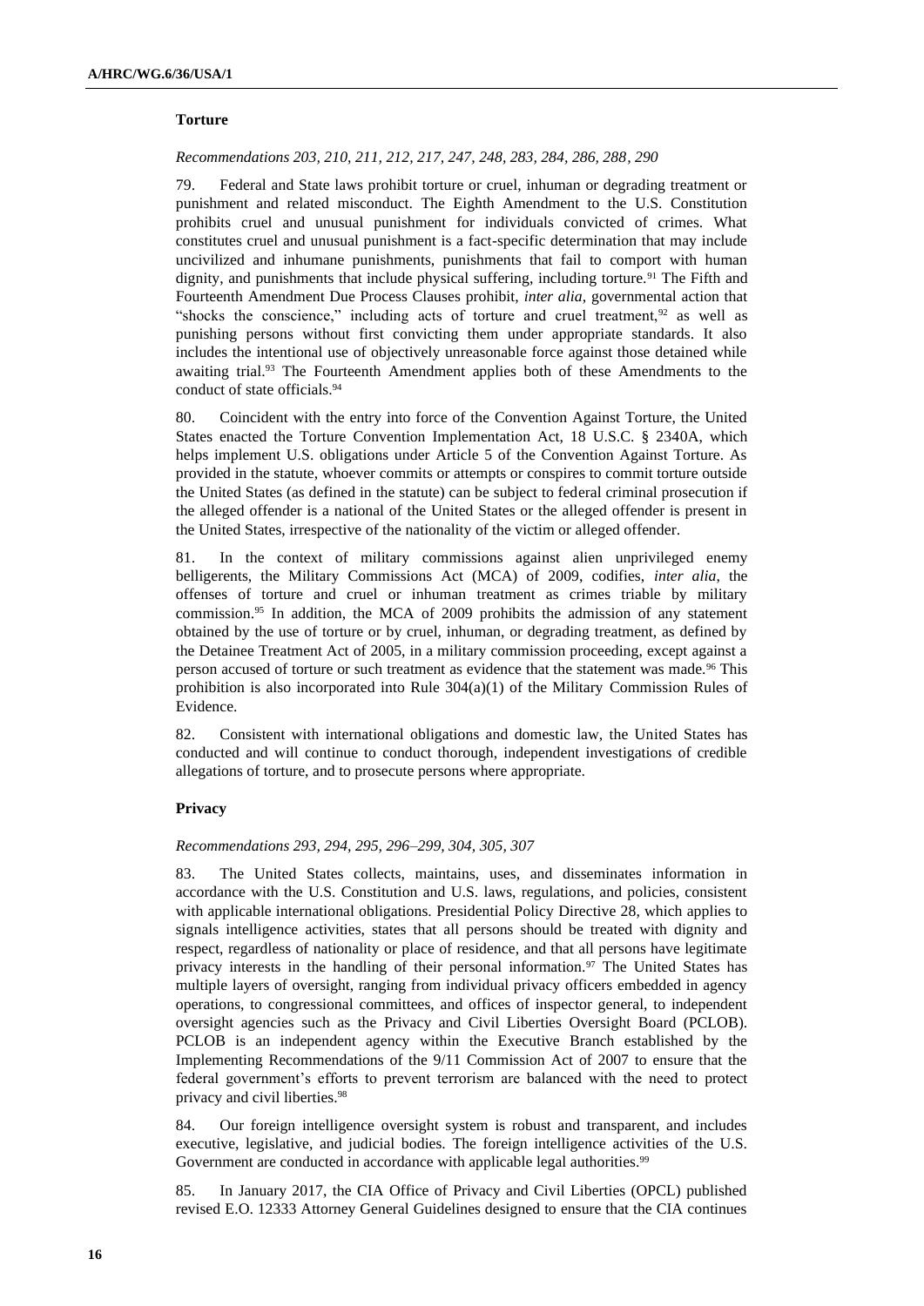### Torture

*Recommendations 203, 210, 211, 212, 217, 247, 248, 283, 284, 286, 288, 290*

79. Federal and State laws prohibit torture or cruel, inhuman or degrading treatment or punishment and related misconduct. The Eighth Amendment to the U.S. Constitution prohibits cruel and unusual punishment for individuals convicted of crimes. What constitutes cruel and unusual punishment is a fact-specific determination that may include uncivilized and inhumane punishments, punishments that fail to comport with human dignity, and punishments that include physical suffering, including torture.[91] The Fifth and Fourteenth Amendment Due Process Clauses prohibit, *inter alia*, governmental action that "shocks the conscience," including acts of torture and cruel treatment,[92] as well as punishing persons without first convicting them under appropriate standards. It also includes the intentional use of objectively unreasonable force against those detained while awaiting trial.[93] The Fourteenth Amendment applies both of these Amendments to the conduct of state officials.[94]

80. Coincident with the entry into force of the Convention Against Torture, the United States enacted the Torture Convention Implementation Act, 18 U.S.C. § 2340A, which helps implement U.S. obligations under Article 5 of the Convention Against Torture. As provided in the statute, whoever commits or attempts or conspires to commit torture outside the United States (as defined in the statute) can be subject to federal criminal prosecution if the alleged offender is a national of the United States or the alleged offender is present in the United States, irrespective of the nationality of the victim or alleged offender.

81. In the context of military commissions against alien unprivileged enemy belligerents, the Military Commissions Act (MCA) of 2009, codifies, *inter alia*, the offenses of torture and cruel or inhuman treatment as crimes triable by military commission.[95] In addition, the MCA of 2009 prohibits the admission of any statement obtained by the use of torture or by cruel, inhuman, or degrading treatment, as defined by the Detainee Treatment Act of 2005, in a military commission proceeding, except against a person accused of torture or such treatment as evidence that the statement was made.[96] This prohibition is also incorporated into Rule 304(a)(1) of the Military Commission Rules of Evidence.

82. Consistent with international obligations and domestic law, the United States has conducted and will continue to conduct thorough, independent investigations of credible allegations of torture, and to prosecute persons where appropriate.

### Privacy

*Recommendations 293, 294, 295, 296–299, 304, 305, 307*

83. The United States collects, maintains, uses, and disseminates information in accordance with the U.S. Constitution and U.S. laws, regulations, and policies, consistent with applicable international obligations. Presidential Policy Directive 28, which applies to signals intelligence activities, states that all persons should be treated with dignity and respect, regardless of nationality or place of residence, and that all persons have legitimate privacy interests in the handling of their personal information.[97] The United States has multiple layers of oversight, ranging from individual privacy officers embedded in agency operations, to congressional committees, and offices of inspector general, to independent oversight agencies such as the Privacy and Civil Liberties Oversight Board (PCLOB). PCLOB is an independent agency within the Executive Branch established by the Implementing Recommendations of the 9/11 Commission Act of 2007 to ensure that the federal government's efforts to prevent terrorism are balanced with the need to protect privacy and civil liberties.[98]

84. Our foreign intelligence oversight system is robust and transparent, and includes executive, legislative, and judicial bodies. The foreign intelligence activities of the U.S. Government are conducted in accordance with applicable legal authorities.[99]

85. In January 2017, the CIA Office of Privacy and Civil Liberties (OPCL) published revised E.O. 12333 Attorney General Guidelines designed to ensure that the CIA continues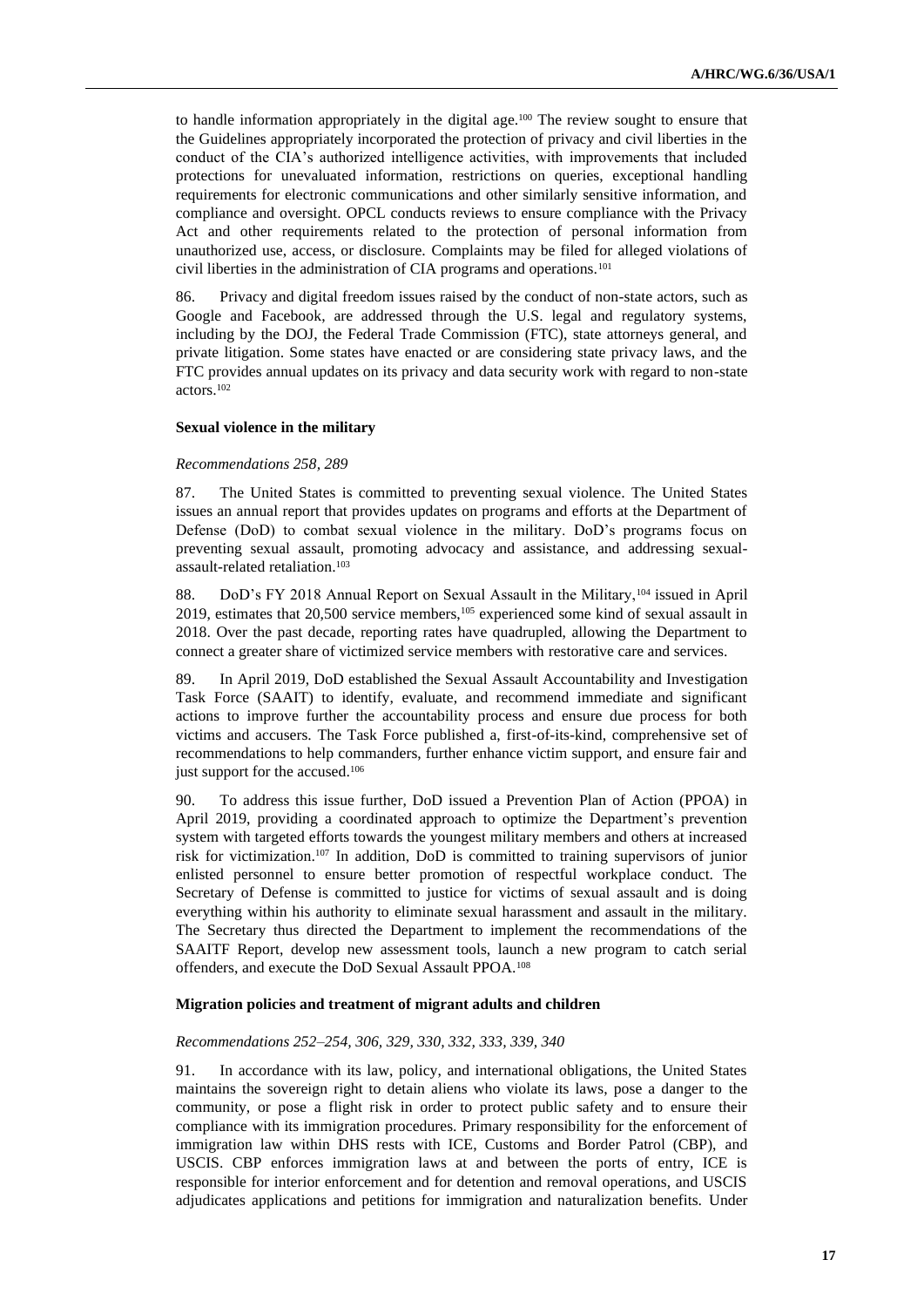to handle information appropriately in the digital age.[100] The review sought to ensure that the Guidelines appropriately incorporated the protection of privacy and civil liberties in the conduct of the CIA's authorized intelligence activities, with improvements that included protections for unevaluated information, restrictions on queries, exceptional handling requirements for electronic communications and other similarly sensitive information, and compliance and oversight. OPCL conducts reviews to ensure compliance with the Privacy Act and other requirements related to the protection of personal information from unauthorized use, access, or disclosure. Complaints may be filed for alleged violations of civil liberties in the administration of CIA programs and operations.[101]

86. Privacy and digital freedom issues raised by the conduct of non-state actors, such as Google and Facebook, are addressed through the U.S. legal and regulatory systems, including by the DOJ, the Federal Trade Commission (FTC), state attorneys general, and private litigation. Some states have enacted or are considering state privacy laws, and the FTC provides annual updates on its privacy and data security work with regard to non-state actors.[102]

### Sexual violence in the military

*Recommendations 258, 289*

87. The United States is committed to preventing sexual violence. The United States issues an annual report that provides updates on programs and efforts at the Department of Defense (DoD) to combat sexual violence in the military. DoD's programs focus on preventing sexual assault, promoting advocacy and assistance, and addressing sexual-assault-related retaliation.[103]

88. DoD's FY 2018 Annual Report on Sexual Assault in the Military,[104] issued in April 2019, estimates that 20,500 service members,[105] experienced some kind of sexual assault in 2018. Over the past decade, reporting rates have quadrupled, allowing the Department to connect a greater share of victimized service members with restorative care and services.

89. In April 2019, DoD established the Sexual Assault Accountability and Investigation Task Force (SAAIT) to identify, evaluate, and recommend immediate and significant actions to improve further the accountability process and ensure due process for both victims and accusers. The Task Force published a, first-of-its-kind, comprehensive set of recommendations to help commanders, further enhance victim support, and ensure fair and just support for the accused.[106]

90. To address this issue further, DoD issued a Prevention Plan of Action (PPOA) in April 2019, providing a coordinated approach to optimize the Department's prevention system with targeted efforts towards the youngest military members and others at increased risk for victimization.[107] In addition, DoD is committed to training supervisors of junior enlisted personnel to ensure better promotion of respectful workplace conduct. The Secretary of Defense is committed to justice for victims of sexual assault and is doing everything within his authority to eliminate sexual harassment and assault in the military. The Secretary thus directed the Department to implement the recommendations of the SAAITF Report, develop new assessment tools, launch a new program to catch serial offenders, and execute the DoD Sexual Assault PPOA.[108]

### Migration policies and treatment of migrant adults and children

*Recommendations 252–254, 306, 329, 330, 332, 333, 339, 340*

91. In accordance with its law, policy, and international obligations, the United States maintains the sovereign right to detain aliens who violate its laws, pose a danger to the community, or pose a flight risk in order to protect public safety and to ensure their compliance with its immigration procedures. Primary responsibility for the enforcement of immigration law within DHS rests with ICE, Customs and Border Patrol (CBP), and USCIS. CBP enforces immigration laws at and between the ports of entry, ICE is responsible for interior enforcement and for detention and removal operations, and USCIS adjudicates applications and petitions for immigration and naturalization benefits. Under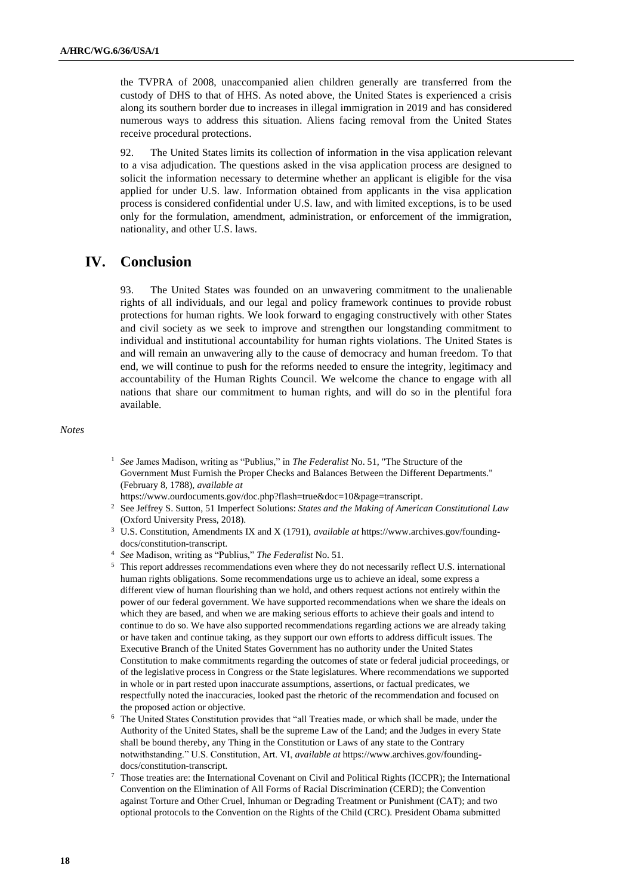the TVPRA of 2008, unaccompanied alien children generally are transferred from the custody of DHS to that of HHS. As noted above, the United States is experienced a crisis along its southern border due to increases in illegal immigration in 2019 and has considered numerous ways to address this situation. Aliens facing removal from the United States receive procedural protections.

92. The United States limits its collection of information in the visa application relevant to a visa adjudication. The questions asked in the visa application process are designed to solicit the information necessary to determine whether an applicant is eligible for the visa applied for under U.S. law. Information obtained from applicants in the visa application process is considered confidential under U.S. law, and with limited exceptions, is to be used only for the formulation, amendment, administration, or enforcement of the immigration, nationality, and other U.S. laws.

## IV. Conclusion

93. The United States was founded on an unwavering commitment to the unalienable rights of all individuals, and our legal and policy framework continues to provide robust protections for human rights. We look forward to engaging constructively with other States and civil society as we seek to improve and strengthen our longstanding commitment to individual and institutional accountability for human rights violations. The United States is and will remain an unwavering ally to the cause of democracy and human freedom. To that end, we will continue to push for the reforms needed to ensure the integrity, legitimacy and accountability of the Human Rights Council. We welcome the chance to engage with all nations that share our commitment to human rights, and will do so in the plentiful fora available.

*Notes*

[1] *See* James Madison, writing as "Publius," in *The Federalist* No. 51, "The Structure of the Government Must Furnish the Proper Checks and Balances Between the Different Departments." (February 8, 1788), *available at* https://www.ourdocuments.gov/doc.php?flash=true&doc=10&page=transcript.

[2] See Jeffrey S. Sutton, 51 Imperfect Solutions: *States and the Making of American Constitutional Law* (Oxford University Press, 2018).

[3] U.S. Constitution, Amendments IX and X (1791), *available at* https://www.archives.gov/founding-docs/constitution-transcript.

[4] *See* Madison, writing as "Publius," *The Federalist* No. 51.

[5] This report addresses recommendations even where they do not necessarily reflect U.S. international human rights obligations. Some recommendations urge us to achieve an ideal, some express a different view of human flourishing than we hold, and others request actions not entirely within the power of our federal government. We have supported recommendations when we share the ideals on which they are based, and when we are making serious efforts to achieve their goals and intend to continue to do so. We have also supported recommendations regarding actions we are already taking or have taken and continue taking, as they support our own efforts to address difficult issues. The Executive Branch of the United States Government has no authority under the United States Constitution to make commitments regarding the outcomes of state or federal judicial proceedings, or of the legislative process in Congress or the State legislatures. Where recommendations we supported in whole or in part rested upon inaccurate assumptions, assertions, or factual predicates, we respectfully noted the inaccuracies, looked past the rhetoric of the recommendation and focused on the proposed action or objective.

[6] The United States Constitution provides that "all Treaties made, or which shall be made, under the Authority of the United States, shall be the supreme Law of the Land; and the Judges in every State shall be bound thereby, any Thing in the Constitution or Laws of any state to the Contrary notwithstanding." U.S. Constitution, Art. VI, *available at* https://www.archives.gov/founding-docs/constitution-transcript.

[7] Those treaties are: the International Covenant on Civil and Political Rights (ICCPR); the International Convention on the Elimination of All Forms of Racial Discrimination (CERD); the Convention against Torture and Other Cruel, Inhuman or Degrading Treatment or Punishment (CAT); and two optional protocols to the Convention on the Rights of the Child (CRC). President Obama submitted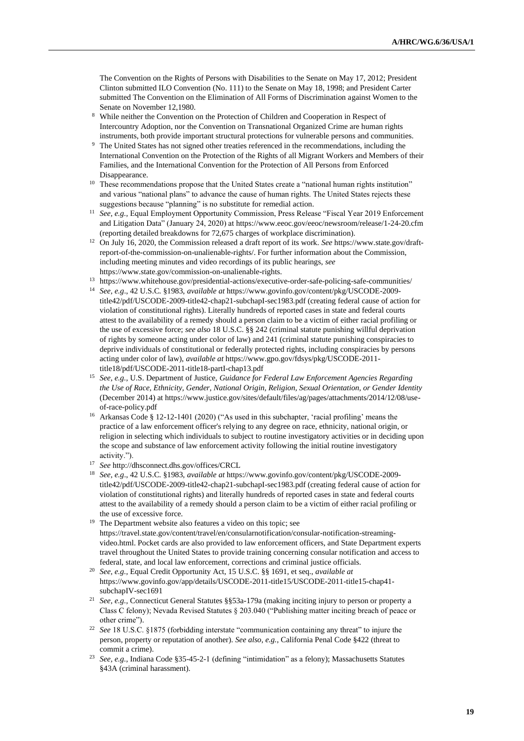The Convention on the Rights of Persons with Disabilities to the Senate on May 17, 2012; President Clinton submitted ILO Convention (No. 111) to the Senate on May 18, 1998; and President Carter submitted The Convention on the Elimination of All Forms of Discrimination against Women to the Senate on November 12,1980.

[8] While neither the Convention on the Protection of Children and Cooperation in Respect of Intercountry Adoption, nor the Convention on Transnational Organized Crime are human rights instruments, both provide important structural protections for vulnerable persons and communities.

[9] The United States has not signed other treaties referenced in the recommendations, including the International Convention on the Protection of the Rights of all Migrant Workers and Members of their Families, and the International Convention for the Protection of All Persons from Enforced Disappearance.

[10] These recommendations propose that the United States create a "national human rights institution" and various "national plans" to advance the cause of human rights. The United States rejects these suggestions because "planning" is no substitute for remedial action.

[11] *See, e.g.*, Equal Employment Opportunity Commission, Press Release "Fiscal Year 2019 Enforcement and Litigation Data" (January 24, 2020) at https://www.eeoc.gov/eeoc/newsroom/release/1-24-20.cfm (reporting detailed breakdowns for 72,675 charges of workplace discrimination).

[12] On July 16, 2020, the Commission released a draft report of its work. *See* https://www.state.gov/draft-report-of-the-commission-on-unalienable-rights/. For further information about the Commission, including meeting minutes and video recordings of its public hearings, *see* https://www.state.gov/commission-on-unalienable-rights.

[13] https://www.whitehouse.gov/presidential-actions/executive-order-safe-policing-safe-communities/

[14] *See, e.g*., 42 U.S.C. §1983, *available at* https://www.govinfo.gov/content/pkg/USCODE-2009-title42/pdf/USCODE-2009-title42-chap21-subchapI-sec1983.pdf (creating federal cause of action for violation of constitutional rights). Literally hundreds of reported cases in state and federal courts attest to the availability of a remedy should a person claim to be a victim of either racial profiling or the use of excessive force; *see also* 18 U.S.C. §§ 242 (criminal statute punishing willful deprivation of rights by someone acting under color of law) and 241 (criminal statute punishing conspiracies to deprive individuals of constitutional or federally protected rights, including conspiracies by persons acting under color of law), *available at* https://www.gpo.gov/fdsys/pkg/USCODE-2011-title18/pdf/USCODE-2011-title18-partI-chap13.pdf

[15] *See, e.g.*, U.S. Department of Justice, *Guidance for Federal Law Enforcement Agencies Regarding the Use of Race, Ethnicity, Gender, National Origin, Religion, Sexual Orientation, or Gender Identity* (December 2014) at https://www.justice.gov/sites/default/files/ag/pages/attachments/2014/12/08/use-of-race-policy.pdf

[16] Arkansas Code § 12-12-1401 (2020) ("As used in this subchapter, 'racial profiling' means the practice of a law enforcement officer's relying to any degree on race, ethnicity, national origin, or religion in selecting which individuals to subject to routine investigatory activities or in deciding upon the scope and substance of law enforcement activity following the initial routine investigatory activity.").

[17] *See* http://dhsconnect.dhs.gov/offices/CRCL

[18] *See, e.g*., 42 U.S.C. §1983, *available at* https://www.govinfo.gov/content/pkg/USCODE-2009-title42/pdf/USCODE-2009-title42-chap21-subchapI-sec1983.pdf (creating federal cause of action for violation of constitutional rights) and literally hundreds of reported cases in state and federal courts attest to the availability of a remedy should a person claim to be a victim of either racial profiling or the use of excessive force.

[19] The Department website also features a video on this topic; see https://travel.state.gov/content/travel/en/consularnotification/consular-notification-streaming-video.html. Pocket cards are also provided to law enforcement officers, and State Department experts travel throughout the United States to provide training concerning consular notification and access to federal, state, and local law enforcement, corrections and criminal justice officials.

[20] *See, e.g.*, Equal Credit Opportunity Act, 15 U.S.C. §§ 1691, et seq., *available at* https://www.govinfo.gov/app/details/USCODE-2011-title15/USCODE-2011-title15-chap41-subchapIV-sec1691

[21] *See, e.g.*, Connecticut General Statutes §§53a-179a (making inciting injury to person or property a Class C felony); Nevada Revised Statutes § 203.040 ("Publishing matter inciting breach of peace or other crime").

[22] *See* 18 U.S.C. §1875 (forbidding interstate "communication containing any threat" to injure the person, property or reputation of another). *See also, e.g.*, California Penal Code §422 (threat to commit a crime).

[23] *See, e.g.*, Indiana Code §35-45-2-1 (defining "intimidation" as a felony); Massachusetts Statutes §43A (criminal harassment).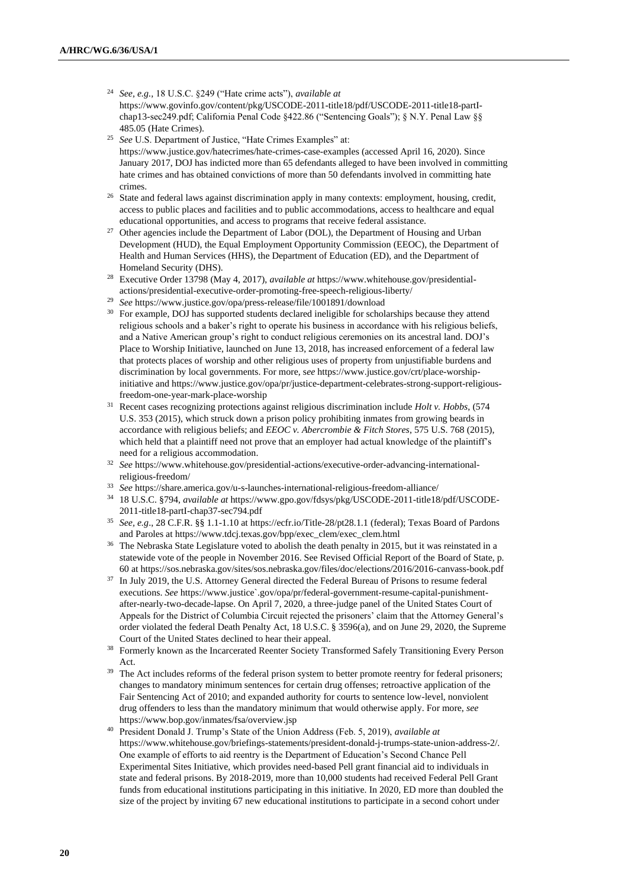[24] *See, e.g.,* 18 U.S.C. §249 ("Hate crime acts"), *available at* https://www.govinfo.gov/content/pkg/USCODE-2011-title18/pdf/USCODE-2011-title18-partI-chap13-sec249.pdf; California Penal Code §422.86 ("Sentencing Goals"); § N.Y. Penal Law §§ 485.05 (Hate Crimes).

[25] *See* U.S. Department of Justice, "Hate Crimes Examples" at: https://www.justice.gov/hatecrimes/hate-crimes-case-examples (accessed April 16, 2020). Since January 2017, DOJ has indicted more than 65 defendants alleged to have been involved in committing hate crimes and has obtained convictions of more than 50 defendants involved in committing hate crimes.

[26] State and federal laws against discrimination apply in many contexts: employment, housing, credit, access to public places and facilities and to public accommodations, access to healthcare and equal educational opportunities, and access to programs that receive federal assistance.

[27] Other agencies include the Department of Labor (DOL), the Department of Housing and Urban Development (HUD), the Equal Employment Opportunity Commission (EEOC), the Department of Health and Human Services (HHS), the Department of Education (ED), and the Department of Homeland Security (DHS).

[28] Executive Order 13798 (May 4, 2017), *available at* https://www.whitehouse.gov/presidential-actions/presidential-executive-order-promoting-free-speech-religious-liberty/

[29] *See* https://www.justice.gov/opa/press-release/file/1001891/download

[30] For example, DOJ has supported students declared ineligible for scholarships because they attend religious schools and a baker's right to operate his business in accordance with his religious beliefs, and a Native American group's right to conduct religious ceremonies on its ancestral land. DOJ's Place to Worship Initiative, launched on June 13, 2018, has increased enforcement of a federal law that protects places of worship and other religious uses of property from unjustifiable burdens and discrimination by local governments. For more, s*ee* https://www.justice.gov/crt/place-worship-initiative and https://www.justice.gov/opa/pr/justice-department-celebrates-strong-support-religious-freedom-one-year-mark-place-worship

[31] Recent cases recognizing protections against religious discrimination include *Holt v. Hobbs*, (574 U.S. 353 (2015), which struck down a prison policy prohibiting inmates from growing beards in accordance with religious beliefs; and *EEOC v. Abercrombie & Fitch Stores*, 575 U.S. 768 (2015), which held that a plaintiff need not prove that an employer had actual knowledge of the plaintiff's need for a religious accommodation.

[32] *See* https://www.whitehouse.gov/presidential-actions/executive-order-advancing-international-religious-freedom/

[33] *See* https://share.america.gov/u-s-launches-international-religious-freedom-alliance/

[34] 18 U.S.C. §794, *available at* https://www.gpo.gov/fdsys/pkg/USCODE-2011-title18/pdf/USCODE-2011-title18-partI-chap37-sec794.pdf

[35] *See, e.g*., 28 C.F.R. §§ 1.1-1.10 at https://ecfr.io/Title-28/pt28.1.1 (federal); Texas Board of Pardons and Paroles at https://www.tdcj.texas.gov/bpp/exec_clem/exec_clem.html

[36] The Nebraska State Legislature voted to abolish the death penalty in 2015, but it was reinstated in a statewide vote of the people in November 2016. See Revised Official Report of the Board of State, p. 60 at https://sos.nebraska.gov/sites/sos.nebraska.gov/files/doc/elections/2016/2016-canvass-book.pdf

[37] In July 2019, the U.S. Attorney General directed the Federal Bureau of Prisons to resume federal executions. *See* https://www.justice`.gov/opa/pr/federal-government-resume-capital-punishment-after-nearly-two-decade-lapse. On April 7, 2020, a three-judge panel of the United States Court of Appeals for the District of Columbia Circuit rejected the prisoners' claim that the Attorney General's order violated the federal Death Penalty Act, 18 U.S.C. § 3596(a), and on June 29, 2020, the Supreme Court of the United States declined to hear their appeal.

[38] Formerly known as the Incarcerated Reenter Society Transformed Safely Transitioning Every Person Act.

[39] The Act includes reforms of the federal prison system to better promote reentry for federal prisoners; changes to mandatory minimum sentences for certain drug offenses; retroactive application of the Fair Sentencing Act of 2010; and expanded authority for courts to sentence low-level, nonviolent drug offenders to less than the mandatory minimum that would otherwise apply. For more, *see* https://www.bop.gov/inmates/fsa/overview.jsp

[40] President Donald J. Trump's State of the Union Address (Feb. 5, 2019), *available at* https://www.whitehouse.gov/briefings-statements/president-donald-j-trumps-state-union-address-2/. One example of efforts to aid reentry is the Department of Education's Second Chance Pell Experimental Sites Initiative, which provides need-based Pell grant financial aid to individuals in state and federal prisons. By 2018-2019, more than 10,000 students had received Federal Pell Grant funds from educational institutions participating in this initiative. In 2020, ED more than doubled the size of the project by inviting 67 new educational institutions to participate in a second cohort under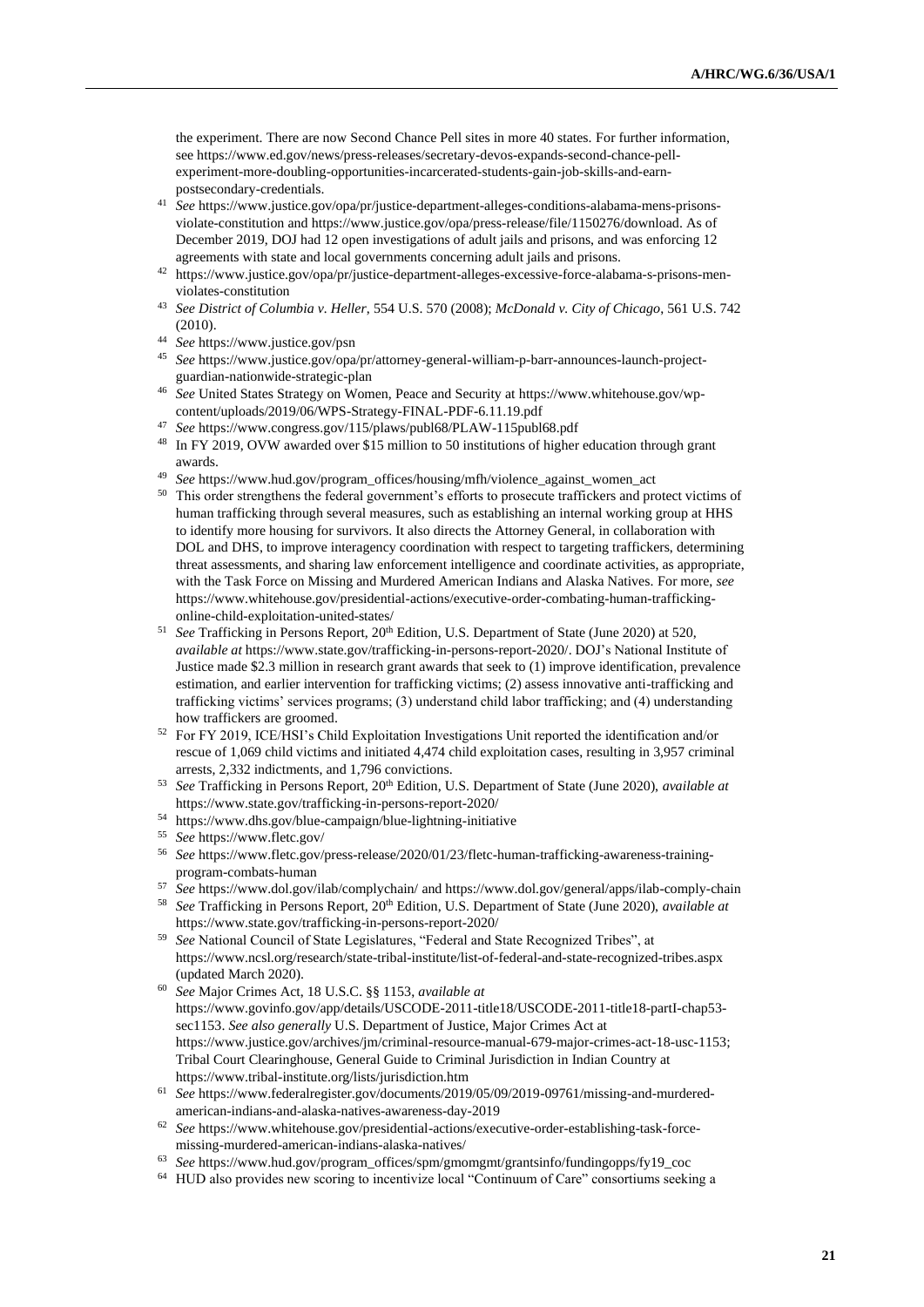the experiment. There are now Second Chance Pell sites in more 40 states. For further information, see https://www.ed.gov/news/press-releases/secretary-devos-expands-second-chance-pell-experiment-more-doubling-opportunities-incarcerated-students-gain-job-skills-and-earn-postsecondary-credentials.

[41] *See* https://www.justice.gov/opa/pr/justice-department-alleges-conditions-alabama-mens-prisons-violate-constitution and https://www.justice.gov/opa/press-release/file/1150276/download. As of December 2019, DOJ had 12 open investigations of adult jails and prisons, and was enforcing 12 agreements with state and local governments concerning adult jails and prisons.

[42] https://www.justice.gov/opa/pr/justice-department-alleges-excessive-force-alabama-s-prisons-men-violates-constitution

[43] *See District of Columbia v. Heller*, 554 U.S. 570 (2008); *McDonald v. City of Chicago*, 561 U.S. 742 (2010).

[44] *See* https://www.justice.gov/psn

[45] *See* https://www.justice.gov/opa/pr/attorney-general-william-p-barr-announces-launch-project-guardian-nationwide-strategic-plan

[46] *See* United States Strategy on Women, Peace and Security at https://www.whitehouse.gov/wp-content/uploads/2019/06/WPS-Strategy-FINAL-PDF-6.11.19.pdf

[47] *See* https://www.congress.gov/115/plaws/publ68/PLAW-115publ68.pdf

[48] In FY 2019, OVW awarded over $15 million to 50 institutions of higher education through grant awards.

[49] *See* https://www.hud.gov/program_offices/housing/mfh/violence_against_women_act

[50] This order strengthens the federal government's efforts to prosecute traffickers and protect victims of human trafficking through several measures, such as establishing an internal working group at HHS to identify more housing for survivors. It also directs the Attorney General, in collaboration with DOL and DHS, to improve interagency coordination with respect to targeting traffickers, determining threat assessments, and sharing law enforcement intelligence and coordinate activities, as appropriate, with the Task Force on Missing and Murdered American Indians and Alaska Natives. For more, *see* https://www.whitehouse.gov/presidential-actions/executive-order-combating-human-trafficking-online-child-exploitation-united-states/

[51] *See* Trafficking in Persons Report, 20th Edition, U.S. Department of State (June 2020) at 520, *available at* https://www.state.gov/trafficking-in-persons-report-2020/. DOJ's National Institute of Justice made $2.3 million in research grant awards that seek to (1) improve identification, prevalence estimation, and earlier intervention for trafficking victims; (2) assess innovative anti-trafficking and trafficking victims' services programs; (3) understand child labor trafficking; and (4) understanding how traffickers are groomed.

[52] For FY 2019, ICE/HSI's Child Exploitation Investigations Unit reported the identification and/or rescue of 1,069 child victims and initiated 4,474 child exploitation cases, resulting in 3,957 criminal arrests, 2,332 indictments, and 1,796 convictions.

[53] *See* Trafficking in Persons Report, 20th Edition, U.S. Department of State (June 2020), *available at* https://www.state.gov/trafficking-in-persons-report-2020/

[54] https://www.dhs.gov/blue-campaign/blue-lightning-initiative

[55] *See* https://www.fletc.gov/

[56] *See* https://www.fletc.gov/press-release/2020/01/23/fletc-human-trafficking-awareness-training-program-combats-human

[57] *See* https://www.dol.gov/ilab/complychain/ and https://www.dol.gov/general/apps/ilab-comply-chain

[58] *See* Trafficking in Persons Report, 20th Edition, U.S. Department of State (June 2020), *available at* https://www.state.gov/trafficking-in-persons-report-2020/

[59] *See* National Council of State Legislatures, "Federal and State Recognized Tribes", at https://www.ncsl.org/research/state-tribal-institute/list-of-federal-and-state-recognized-tribes.aspx (updated March 2020).

[60] *See* Major Crimes Act, 18 U.S.C. §§ 1153, *available at* https://www.govinfo.gov/app/details/USCODE-2011-title18/USCODE-2011-title18-partI-chap53-sec1153. *See also generally* U.S. Department of Justice, Major Crimes Act at https://www.justice.gov/archives/jm/criminal-resource-manual-679-major-crimes-act-18-usc-1153; Tribal Court Clearinghouse, General Guide to Criminal Jurisdiction in Indian Country at https://www.tribal-institute.org/lists/jurisdiction.htm

[61] *See* https://www.federalregister.gov/documents/2019/05/09/2019-09761/missing-and-murdered-american-indians-and-alaska-natives-awareness-day-2019

[62] *See* https://www.whitehouse.gov/presidential-actions/executive-order-establishing-task-force-missing-murdered-american-indians-alaska-natives/

[63] *See* https://www.hud.gov/program_offices/spm/gmomgmt/grantsinfo/fundingopps/fy19_coc

[64] HUD also provides new scoring to incentivize local "Continuum of Care" consortiums seeking a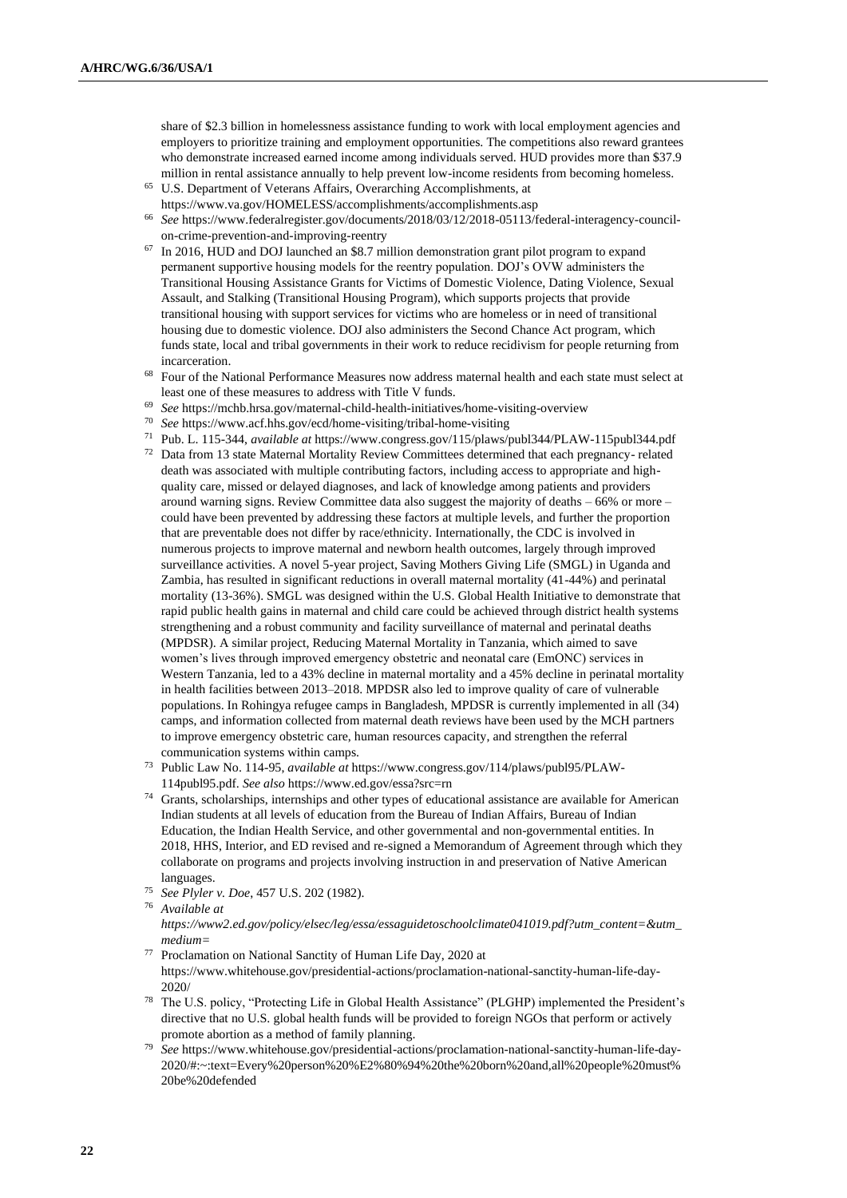share of $2.3 billion in homelessness assistance funding to work with local employment agencies and employers to prioritize training and employment opportunities. The competitions also reward grantees who demonstrate increased earned income among individuals served. HUD provides more than $37.9 million in rental assistance annually to help prevent low-income residents from becoming homeless.

[65] U.S. Department of Veterans Affairs, Overarching Accomplishments, at https://www.va.gov/HOMELESS/accomplishments/accomplishments.asp

[66] *See* https://www.federalregister.gov/documents/2018/03/12/2018-05113/federal-interagency-council-on-crime-prevention-and-improving-reentry

[67] In 2016, HUD and DOJ launched an $8.7 million demonstration grant pilot program to expand permanent supportive housing models for the reentry population. DOJ's OVW administers the Transitional Housing Assistance Grants for Victims of Domestic Violence, Dating Violence, Sexual Assault, and Stalking (Transitional Housing Program), which supports projects that provide transitional housing with support services for victims who are homeless or in need of transitional housing due to domestic violence. DOJ also administers the Second Chance Act program, which funds state, local and tribal governments in their work to reduce recidivism for people returning from incarceration.

[68] Four of the National Performance Measures now address maternal health and each state must select at least one of these measures to address with Title V funds.

[69] *See* https://mchb.hrsa.gov/maternal-child-health-initiatives/home-visiting-overview

[70] *See* https://www.acf.hhs.gov/ecd/home-visiting/tribal-home-visiting

[71] Pub. L. 115-344, *available at* https://www.congress.gov/115/plaws/publ344/PLAW-115publ344.pdf

[72] Data from 13 state Maternal Mortality Review Committees determined that each pregnancy- related death was associated with multiple contributing factors, including access to appropriate and high-quality care, missed or delayed diagnoses, and lack of knowledge among patients and providers around warning signs. Review Committee data also suggest the majority of deaths – 66% or more – could have been prevented by addressing these factors at multiple levels, and further the proportion that are preventable does not differ by race/ethnicity. Internationally, the CDC is involved in numerous projects to improve maternal and newborn health outcomes, largely through improved surveillance activities. A novel 5-year project, Saving Mothers Giving Life (SMGL) in Uganda and Zambia, has resulted in significant reductions in overall maternal mortality (41-44%) and perinatal mortality (13-36%). SMGL was designed within the U.S. Global Health Initiative to demonstrate that rapid public health gains in maternal and child care could be achieved through district health systems strengthening and a robust community and facility surveillance of maternal and perinatal deaths (MPDSR). A similar project, Reducing Maternal Mortality in Tanzania, which aimed to save women's lives through improved emergency obstetric and neonatal care (EmONC) services in Western Tanzania, led to a 43% decline in maternal mortality and a 45% decline in perinatal mortality in health facilities between 2013–2018. MPDSR also led to improve quality of care of vulnerable populations. In Rohingya refugee camps in Bangladesh, MPDSR is currently implemented in all (34) camps, and information collected from maternal death reviews have been used by the MCH partners to improve emergency obstetric care, human resources capacity, and strengthen the referral communication systems within camps.

[73] Public Law No. 114-95, *available at* https://www.congress.gov/114/plaws/publ95/PLAW-114publ95.pdf. *See also* https://www.ed.gov/essa?src=rn

[74] Grants, scholarships, internships and other types of educational assistance are available for American Indian students at all levels of education from the Bureau of Indian Affairs, Bureau of Indian Education, the Indian Health Service, and other governmental and non-governmental entities. In 2018, HHS, Interior, and ED revised and re-signed a Memorandum of Agreement through which they collaborate on programs and projects involving instruction in and preservation of Native American languages.

[75] *See Plyler v. Doe*, 457 U.S. 202 (1982).

[76] *Available at https://www2.ed.gov/policy/elsec/leg/essa/essaguidetoschoolclimate041019.pdf?utm_content=&utm_medium=*

[77] Proclamation on National Sanctity of Human Life Day, 2020 at https://www.whitehouse.gov/presidential-actions/proclamation-national-sanctity-human-life-day-2020/

[78] The U.S. policy, "Protecting Life in Global Health Assistance" (PLGHP) implemented the President's directive that no U.S. global health funds will be provided to foreign NGOs that perform or actively promote abortion as a method of family planning.

[79] *See* https://www.whitehouse.gov/presidential-actions/proclamation-national-sanctity-human-life-day-2020/#:~:text=Every%20person%20%E2%80%94%20the%20born%20and,all%20people%20must%20be%20defended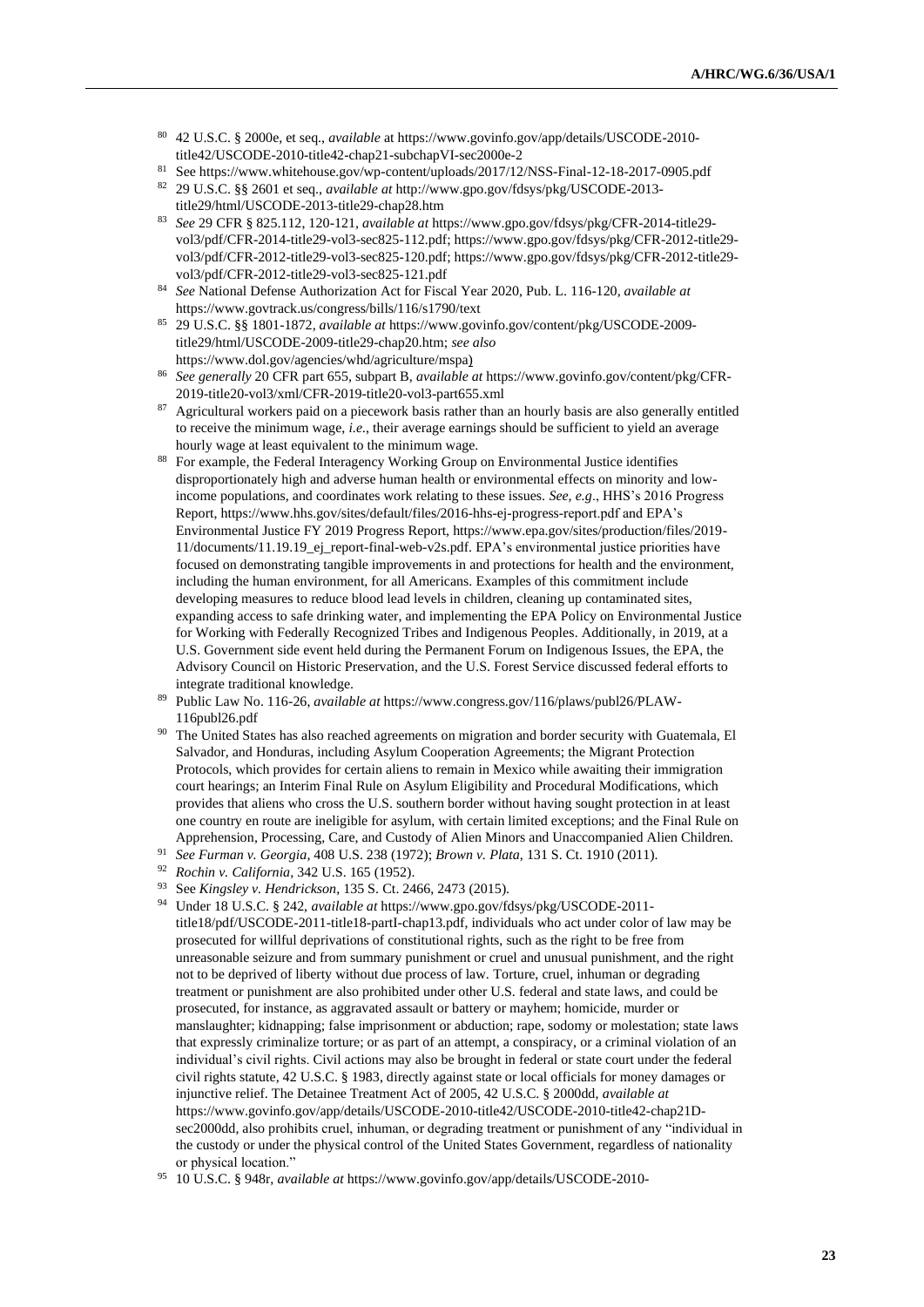[80] 42 U.S.C. § 2000e, et seq., *available* at https://www.govinfo.gov/app/details/USCODE-2010-title42/USCODE-2010-title42-chap21-subchapVI-sec2000e-2

[81] See https://www.whitehouse.gov/wp-content/uploads/2017/12/NSS-Final-12-18-2017-0905.pdf

[82] 29 U.S.C. §§ 2601 et seq., *available at* http://www.gpo.gov/fdsys/pkg/USCODE-2013-title29/html/USCODE-2013-title29-chap28.htm

[83] *See* 29 CFR § 825.112, 120-121, *available at* https://www.gpo.gov/fdsys/pkg/CFR-2014-title29-vol3/pdf/CFR-2014-title29-vol3-sec825-112.pdf; https://www.gpo.gov/fdsys/pkg/CFR-2012-title29-vol3/pdf/CFR-2012-title29-vol3-sec825-120.pdf; https://www.gpo.gov/fdsys/pkg/CFR-2012-title29-vol3/pdf/CFR-2012-title29-vol3-sec825-121.pdf

[84] *See* National Defense Authorization Act for Fiscal Year 2020, Pub. L. 116-120, *available at* https://www.govtrack.us/congress/bills/116/s1790/text

[85] 29 U.S.C. §§ 1801-1872, *available at* https://www.govinfo.gov/content/pkg/USCODE-2009-title29/html/USCODE-2009-title29-chap20.htm; *see also* https://www.dol.gov/agencies/whd/agriculture/mspa)

[86] *See generally* 20 CFR part 655, subpart B, *available at* https://www.govinfo.gov/content/pkg/CFR-2019-title20-vol3/xml/CFR-2019-title20-vol3-part655.xml

[87] Agricultural workers paid on a piecework basis rather than an hourly basis are also generally entitled to receive the minimum wage, *i.e*., their average earnings should be sufficient to yield an average hourly wage at least equivalent to the minimum wage.

[88] For example, the Federal Interagency Working Group on Environmental Justice identifies disproportionately high and adverse human health or environmental effects on minority and low-income populations, and coordinates work relating to these issues. *See, e.g*., HHS's 2016 Progress Report, https://www.hhs.gov/sites/default/files/2016-hhs-ej-progress-report.pdf and EPA's Environmental Justice FY 2019 Progress Report, https://www.epa.gov/sites/production/files/2019-11/documents/11.19.19_ej_report-final-web-v2s.pdf. EPA's environmental justice priorities have focused on demonstrating tangible improvements in and protections for health and the environment, including the human environment, for all Americans. Examples of this commitment include developing measures to reduce blood lead levels in children, cleaning up contaminated sites, expanding access to safe drinking water, and implementing the EPA Policy on Environmental Justice for Working with Federally Recognized Tribes and Indigenous Peoples. Additionally, in 2019, at a U.S. Government side event held during the Permanent Forum on Indigenous Issues, the EPA, the Advisory Council on Historic Preservation, and the U.S. Forest Service discussed federal efforts to integrate traditional knowledge.

[89] Public Law No. 116-26, *available at* https://www.congress.gov/116/plaws/publ26/PLAW-116publ26.pdf

[90] The United States has also reached agreements on migration and border security with Guatemala, El Salvador, and Honduras, including Asylum Cooperation Agreements; the Migrant Protection Protocols, which provides for certain aliens to remain in Mexico while awaiting their immigration court hearings; an Interim Final Rule on Asylum Eligibility and Procedural Modifications, which provides that aliens who cross the U.S. southern border without having sought protection in at least one country en route are ineligible for asylum, with certain limited exceptions; and the Final Rule on Apprehension, Processing, Care, and Custody of Alien Minors and Unaccompanied Alien Children.

[91] *See Furman v. Georgia*, 408 U.S. 238 (1972); *Brown v. Plata*, 131 S. Ct. 1910 (2011).

[92] *Rochin v. California*, 342 U.S. 165 (1952).

[93] See *Kingsley v. Hendrickson*, 135 S. Ct. 2466, 2473 (2015).

[94] Under 18 U.S.C. § 242, *available at* https://www.gpo.gov/fdsys/pkg/USCODE-2011-title18/pdf/USCODE-2011-title18-partI-chap13.pdf, individuals who act under color of law may be prosecuted for willful deprivations of constitutional rights, such as the right to be free from unreasonable seizure and from summary punishment or cruel and unusual punishment, and the right not to be deprived of liberty without due process of law. Torture, cruel, inhuman or degrading treatment or punishment are also prohibited under other U.S. federal and state laws, and could be prosecuted, for instance, as aggravated assault or battery or mayhem; homicide, murder or manslaughter; kidnapping; false imprisonment or abduction; rape, sodomy or molestation; state laws that expressly criminalize torture; or as part of an attempt, a conspiracy, or a criminal violation of an individual's civil rights. Civil actions may also be brought in federal or state court under the federal civil rights statute, 42 U.S.C. § 1983, directly against state or local officials for money damages or injunctive relief. The Detainee Treatment Act of 2005, 42 U.S.C. § 2000dd, *available at* https://www.govinfo.gov/app/details/USCODE-2010-title42/USCODE-2010-title42-chap21D-sec2000dd, also prohibits cruel, inhuman, or degrading treatment or punishment of any "individual in the custody or under the physical control of the United States Government, regardless of nationality or physical location."

[95] 10 U.S.C. § 948r, *available at* https://www.govinfo.gov/app/details/USCODE-2010-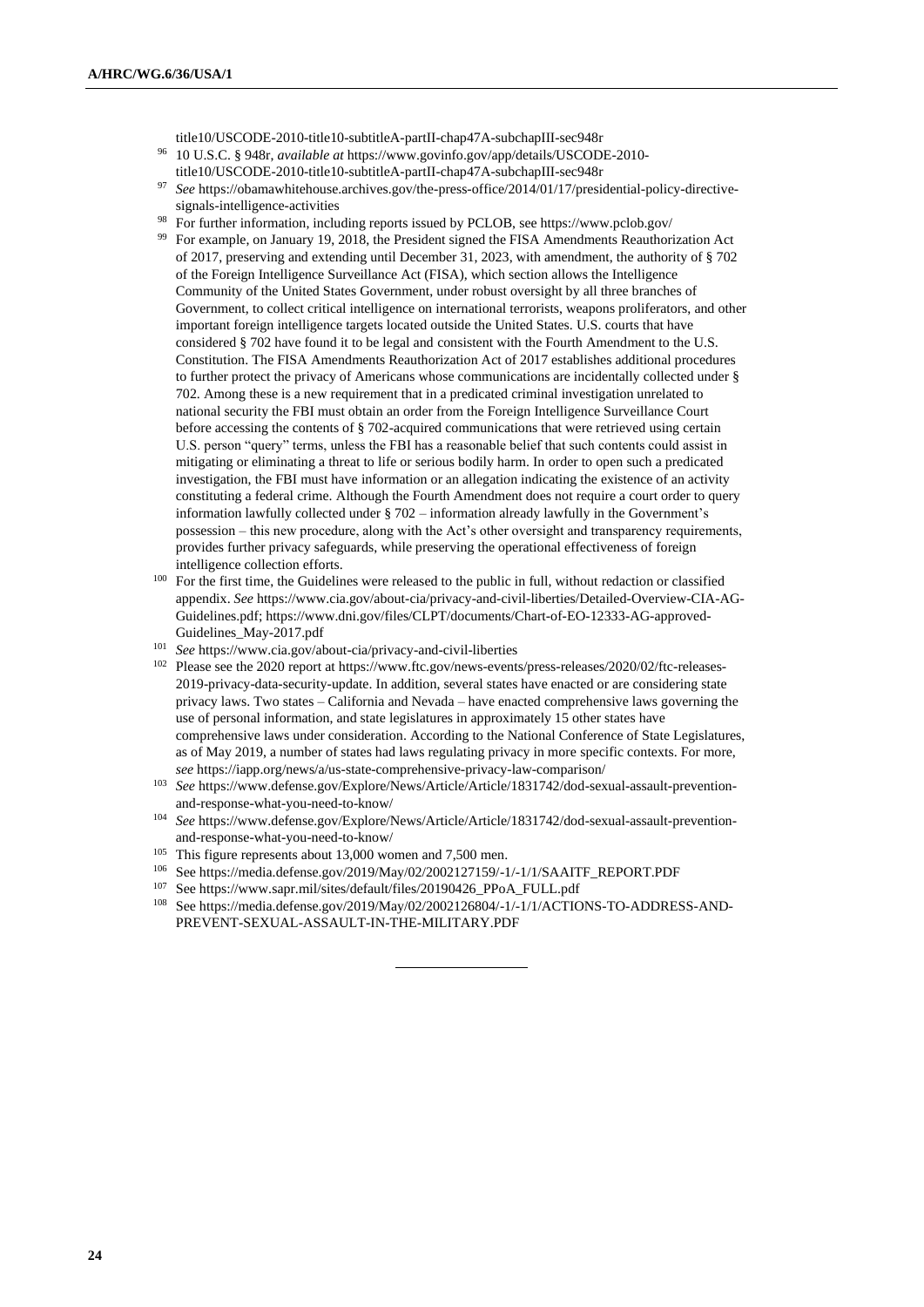title10/USCODE-2010-title10-subtitleA-partII-chap47A-subchapIII-sec948r

[96] 10 U.S.C. § 948r, *available at* https://www.govinfo.gov/app/details/USCODE-2010-title10/USCODE-2010-title10-subtitleA-partII-chap47A-subchapIII-sec948r

[97] *See* https://obamawhitehouse.archives.gov/the-press-office/2014/01/17/presidential-policy-directive-signals-intelligence-activities

[98] For further information, including reports issued by PCLOB, see https://www.pclob.gov/

[99] For example, on January 19, 2018, the President signed the FISA Amendments Reauthorization Act of 2017, preserving and extending until December 31, 2023, with amendment, the authority of § 702 of the Foreign Intelligence Surveillance Act (FISA), which section allows the Intelligence Community of the United States Government, under robust oversight by all three branches of Government, to collect critical intelligence on international terrorists, weapons proliferators, and other important foreign intelligence targets located outside the United States. U.S. courts that have considered § 702 have found it to be legal and consistent with the Fourth Amendment to the U.S. Constitution. The FISA Amendments Reauthorization Act of 2017 establishes additional procedures to further protect the privacy of Americans whose communications are incidentally collected under § 702. Among these is a new requirement that in a predicated criminal investigation unrelated to national security the FBI must obtain an order from the Foreign Intelligence Surveillance Court before accessing the contents of § 702-acquired communications that were retrieved using certain U.S. person "query" terms, unless the FBI has a reasonable belief that such contents could assist in mitigating or eliminating a threat to life or serious bodily harm. In order to open such a predicated investigation, the FBI must have information or an allegation indicating the existence of an activity constituting a federal crime. Although the Fourth Amendment does not require a court order to query information lawfully collected under § 702 – information already lawfully in the Government's possession – this new procedure, along with the Act's other oversight and transparency requirements, provides further privacy safeguards, while preserving the operational effectiveness of foreign intelligence collection efforts.

[100] For the first time, the Guidelines were released to the public in full, without redaction or classified appendix. *See* https://www.cia.gov/about-cia/privacy-and-civil-liberties/Detailed-Overview-CIA-AG-Guidelines.pdf; https://www.dni.gov/files/CLPT/documents/Chart-of-EO-12333-AG-approved-Guidelines_May-2017.pdf

[101] *See* https://www.cia.gov/about-cia/privacy-and-civil-liberties

[102] Please see the 2020 report at https://www.ftc.gov/news-events/press-releases/2020/02/ftc-releases-2019-privacy-data-security-update. In addition, several states have enacted or are considering state privacy laws. Two states – California and Nevada – have enacted comprehensive laws governing the use of personal information, and state legislatures in approximately 15 other states have comprehensive laws under consideration. According to the National Conference of State Legislatures, as of May 2019, a number of states had laws regulating privacy in more specific contexts. For more, *see* https://iapp.org/news/a/us-state-comprehensive-privacy-law-comparison/

[103] *See* https://www.defense.gov/Explore/News/Article/Article/1831742/dod-sexual-assault-prevention-and-response-what-you-need-to-know/

[104] *See* https://www.defense.gov/Explore/News/Article/Article/1831742/dod-sexual-assault-prevention-and-response-what-you-need-to-know/

[105] This figure represents about 13,000 women and 7,500 men.

[106] See https://media.defense.gov/2019/May/02/2002127159/-1/-1/1/SAAITF_REPORT.PDF

[107] See https://www.sapr.mil/sites/default/files/20190426_PPoA_FULL.pdf

[108] See https://media.defense.gov/2019/May/02/2002126804/-1/-1/1/ACTIONS-TO-ADDRESS-AND-PREVENT-SEXUAL-ASSAULT-IN-THE-MILITARY.PDF